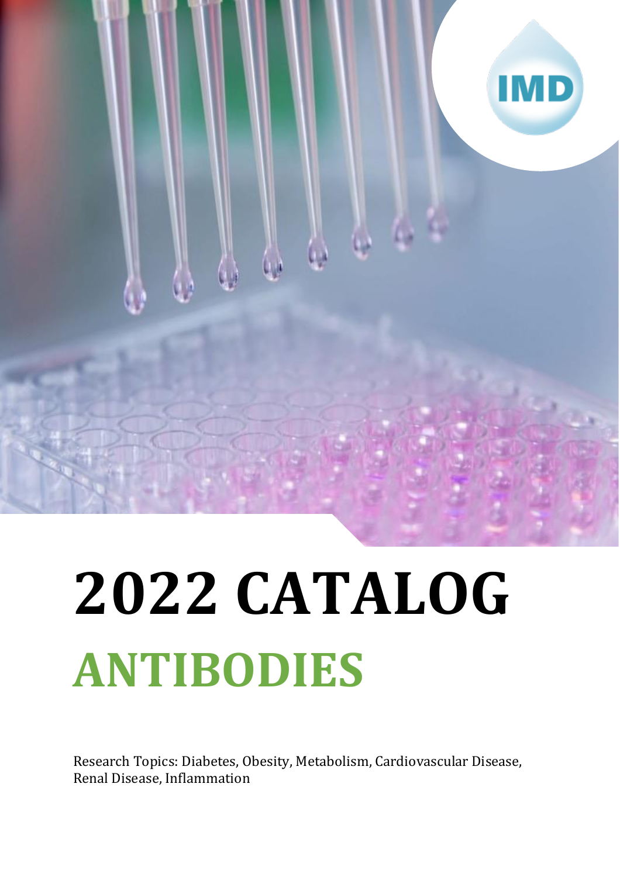IMD

# 2022 CATALOG

# ANTIBODIES

Research Topics: Diabetes, Obesity, Metabolism, Cardiovascular Disease, Renal Disease, Inflammation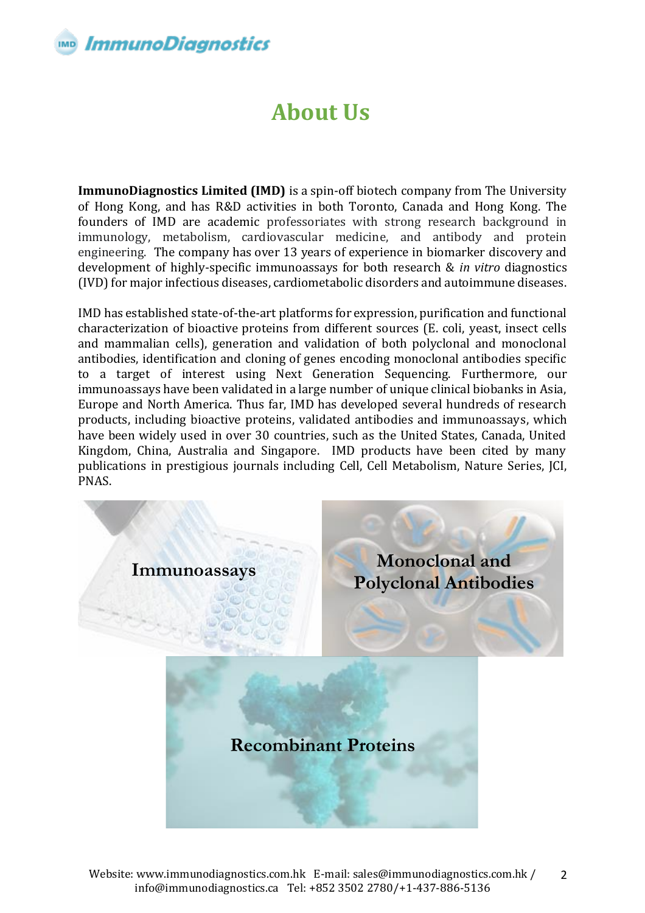# About Us

**ImmunoDiagnostics Limited (IMD)** is a spin-off biotech company from The University of Hong Kong, and has R&D activities in both Toronto, Canada and Hong Kong. The founders of IMD are academic professoriates with strong research background in immunology, metabolism, cardiovascular medicine, and antibody and protein engineering. The company has over 13 years of experience in biomarker discovery and development of highly-specific immunoassays for both research & *in vitro* diagnostics (IVD) for major infectious diseases, cardiometabolic disorders and autoimmune diseases.

IMD has established state-of-the-art platforms for expression, purification and functional characterization of bioactive proteins from different sources (E. coli, yeast, insect cells and mammalian cells), generation and validation of both polyclonal and monoclonal antibodies, identification and cloning of genes encoding monoclonal antibodies specific to a target of interest using Next Generation Sequencing. Furthermore, our immunoassays have been validated in a large number of unique clinical biobanks in Asia, Europe and North America. Thus far, IMD has developed several hundreds of research products, including bioactive proteins, validated antibodies and immunoassays, which have been widely used in over 30 countries, such as the United States, Canada, United Kingdom, China, Australia and Singapore. IMD products have been cited by many publications in prestigious journals including Cell, Cell Metabolism, Nature Series, JCI, PNAS.

Immunoassays

Monoclonal and Polyclonal Antibodies

Recombinant Proteins

Website: www.immunodiagnostics.com.hk E-mail: sales@immunodiagnostics.com.hk / info@immunodiagnostics.ca Tel: +852 3502 2780/+1-437-886-5136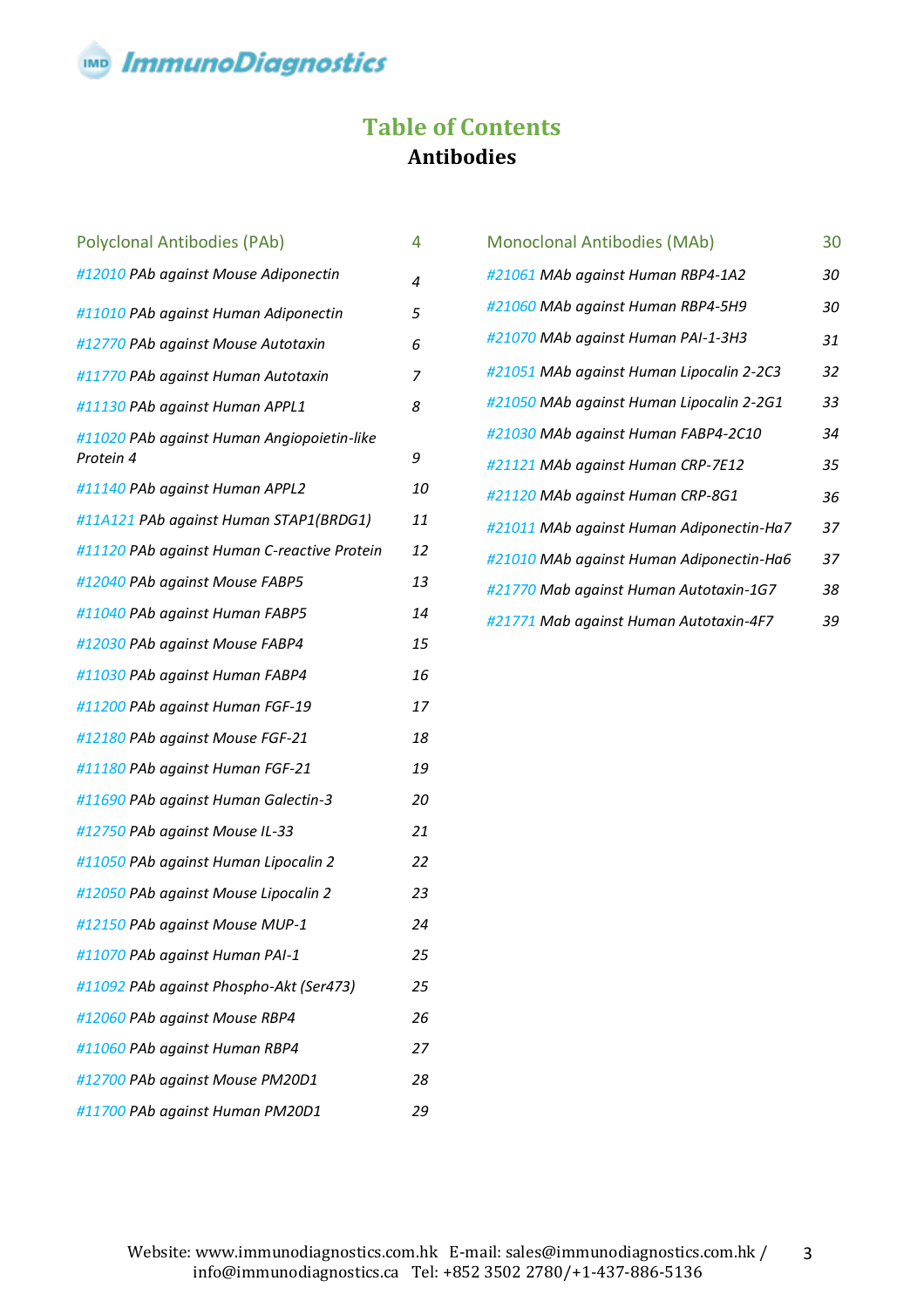# Table of Contents

## Antibodies

| Polyclonal Antibodies (PAb) | 4 |
|---|---|
| *#12010 PAb against Mouse Adiponectin* | *4* |
| *#11010 PAb against Human Adiponectin* | *5* |
| *#12770 PAb against Mouse Autotaxin* | *6* |
| *#11770 PAb against Human Autotaxin* | *7* |
| *#11130 PAb against Human APPL1* | *8* |
| *#11020 PAb against Human Angiopoietin-like Protein 4* | *9* |
| *#11140 PAb against Human APPL2* | *10* |
| *#11A121 PAb against Human STAP1(BRDG1)* | *11* |
| *#11120 PAb against Human C-reactive Protein* | *12* |
| *#12040 PAb against Mouse FABP5* | *13* |
| *#11040 PAb against Human FABP5* | *14* |
| *#12030 PAb against Mouse FABP4* | *15* |
| *#11030 PAb against Human FABP4* | *16* |
| *#11200 PAb against Human FGF-19* | *17* |
| *#12180 PAb against Mouse FGF-21* | *18* |
| *#11180 PAb against Human FGF-21* | *19* |
| *#11690 PAb against Human Galectin-3* | *20* |
| *#12750 PAb against Mouse IL-33* | *21* |
| *#11050 PAb against Human Lipocalin 2* | *22* |
| *#12050 PAb against Mouse Lipocalin 2* | *23* |
| *#12150 PAb against Mouse MUP-1* | *24* |
| *#11070 PAb against Human PAI-1* | *25* |
| *#11092 PAb against Phospho-Akt (Ser473)* | *25* |
| *#12060 PAb against Mouse RBP4* | *26* |
| *#11060 PAb against Human RBP4* | *27* |
| *#12700 PAb against Mouse PM20D1* | *28* |
| *#11700 PAb against Human PM20D1* | *29* |

| Monoclonal Antibodies (MAb) | 30 |
|---|---|
| *#21061 MAb against Human RBP4-1A2* | *30* |
| *#21060 MAb against Human RBP4-5H9* | *30* |
| *#21070 MAb against Human PAI-1-3H3* | *31* |
| *#21051 MAb against Human Lipocalin 2-2C3* | *32* |
| *#21050 MAb against Human Lipocalin 2-2G1* | *33* |
| *#21030 MAb against Human FABP4-2C10* | *34* |
| *#21121 MAb against Human CRP-7E12* | *35* |
| *#21120 MAb against Human CRP-8G1* | *36* |
| *#21011 MAb against Human Adiponectin-Ha7* | *37* |
| *#21010 MAb against Human Adiponectin-Ha6* | *37* |
| *#21770 Mab against Human Autotaxin-1G7* | *38* |
| *#21771 Mab against Human Autotaxin-4F7* | *39* |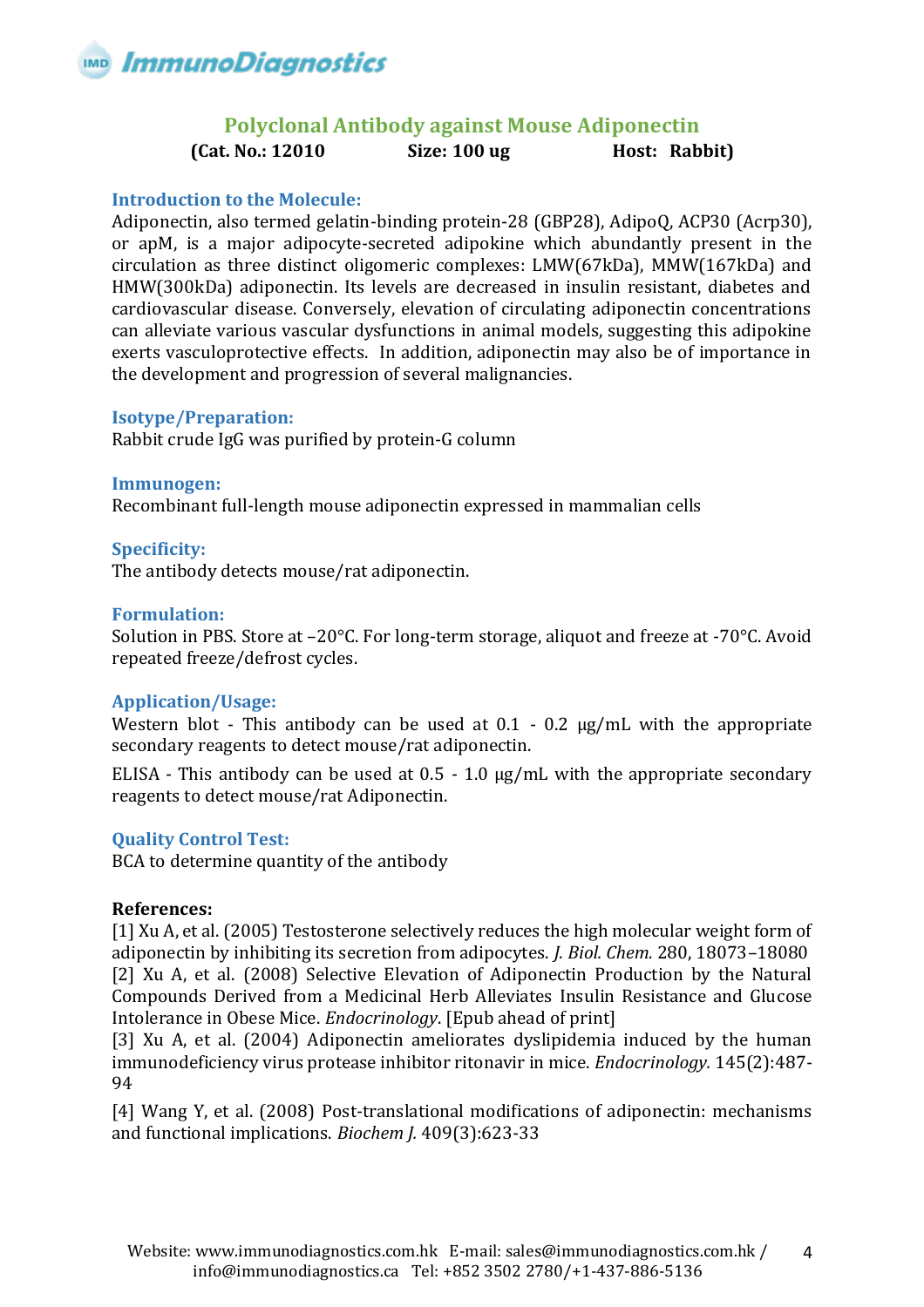# Polyclonal Antibody against Mouse Adiponectin

**(Cat. No.: 12010 Size: 100 ug Host: Rabbit)**

### Introduction to the Molecule:

Adiponectin, also termed gelatin-binding protein-28 (GBP28), AdipoQ, ACP30 (Acrp30), or apM, is a major adipocyte-secreted adipokine which abundantly present in the circulation as three distinct oligomeric complexes: LMW(67kDa), MMW(167kDa) and HMW(300kDa) adiponectin. Its levels are decreased in insulin resistant, diabetes and cardiovascular disease. Conversely, elevation of circulating adiponectin concentrations can alleviate various vascular dysfunctions in animal models, suggesting this adipokine exerts vasculoprotective effects. In addition, adiponectin may also be of importance in the development and progression of several malignancies.

### Isotype/Preparation:

Rabbit crude IgG was purified by protein-G column

### Immunogen:

Recombinant full-length mouse adiponectin expressed in mammalian cells

### Specificity:

The antibody detects mouse/rat adiponectin.

### Formulation:

Solution in PBS. Store at –20°C. For long-term storage, aliquot and freeze at -70°C. Avoid repeated freeze/defrost cycles.

### Application/Usage:

Western blot - This antibody can be used at 0.1 - 0.2 μg/mL with the appropriate secondary reagents to detect mouse/rat adiponectin.

ELISA - This antibody can be used at 0.5 - 1.0 μg/mL with the appropriate secondary reagents to detect mouse/rat Adiponectin.

### Quality Control Test:

BCA to determine quantity of the antibody

### References:

[1] Xu A, et al. (2005) Testosterone selectively reduces the high molecular weight form of adiponectin by inhibiting its secretion from adipocytes. *J. Biol. Chem.* 280, 18073–18080

[2] Xu A, et al. (2008) Selective Elevation of Adiponectin Production by the Natural Compounds Derived from a Medicinal Herb Alleviates Insulin Resistance and Glucose Intolerance in Obese Mice. *Endocrinology*. [Epub ahead of print]

[3] Xu A, et al. (2004) Adiponectin ameliorates dyslipidemia induced by the human immunodeficiency virus protease inhibitor ritonavir in mice. *Endocrinology.* 145(2):487-94

[4] Wang Y, et al. (2008) Post-translational modifications of adiponectin: mechanisms and functional implications. *Biochem J.* 409(3):623-33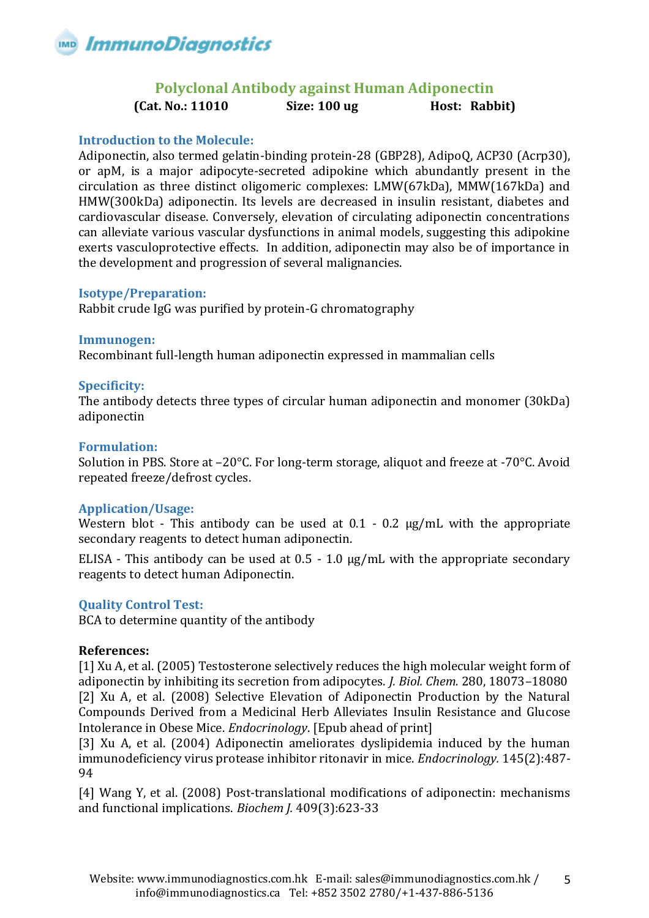# Polyclonal Antibody against Human Adiponectin

**(Cat. No.: 11010 Size: 100 ug Host: Rabbit)**

### Introduction to the Molecule:

Adiponectin, also termed gelatin-binding protein-28 (GBP28), AdipoQ, ACP30 (Acrp30), or apM, is a major adipocyte-secreted adipokine which abundantly present in the circulation as three distinct oligomeric complexes: LMW(67kDa), MMW(167kDa) and HMW(300kDa) adiponectin. Its levels are decreased in insulin resistant, diabetes and cardiovascular disease. Conversely, elevation of circulating adiponectin concentrations can alleviate various vascular dysfunctions in animal models, suggesting this adipokine exerts vasculoprotective effects. In addition, adiponectin may also be of importance in the development and progression of several malignancies.

### Isotype/Preparation:

Rabbit crude IgG was purified by protein-G chromatography

### Immunogen:

Recombinant full-length human adiponectin expressed in mammalian cells

### Specificity:

The antibody detects three types of circular human adiponectin and monomer (30kDa) adiponectin

### Formulation:

Solution in PBS. Store at –20°C. For long-term storage, aliquot and freeze at -70°C. Avoid repeated freeze/defrost cycles.

### Application/Usage:

Western blot - This antibody can be used at 0.1 - 0.2 μg/mL with the appropriate secondary reagents to detect human adiponectin.

ELISA - This antibody can be used at 0.5 - 1.0 μg/mL with the appropriate secondary reagents to detect human Adiponectin.

### Quality Control Test:

BCA to determine quantity of the antibody

**References:**

[1] Xu A, et al. (2005) Testosterone selectively reduces the high molecular weight form of adiponectin by inhibiting its secretion from adipocytes. *J. Biol. Chem.* 280, 18073–18080

[2] Xu A, et al. (2008) Selective Elevation of Adiponectin Production by the Natural Compounds Derived from a Medicinal Herb Alleviates Insulin Resistance and Glucose Intolerance in Obese Mice. *Endocrinology*. [Epub ahead of print]

[3] Xu A, et al. (2004) Adiponectin ameliorates dyslipidemia induced by the human immunodeficiency virus protease inhibitor ritonavir in mice. *Endocrinology.* 145(2):487-94

[4] Wang Y, et al. (2008) Post-translational modifications of adiponectin: mechanisms and functional implications. *Biochem J.* 409(3):623-33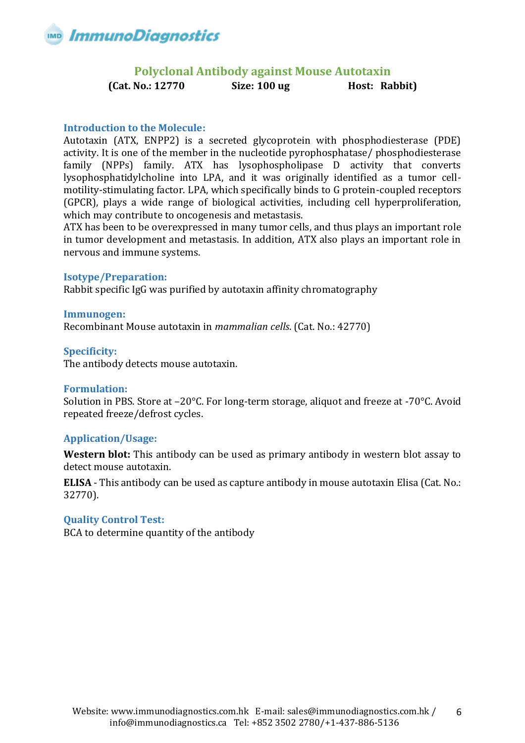## Polyclonal Antibody against Mouse Autotaxin

**(Cat. No.: 12770 Size: 100 ug Host: Rabbit)**

### Introduction to the Molecule:

Autotaxin (ATX, ENPP2) is a secreted glycoprotein with phosphodiesterase (PDE) activity. It is one of the member in the nucleotide pyrophosphatase/ phosphodiesterase family (NPPs) family. ATX has lysophospholipase D activity that converts lysophosphatidylcholine into LPA, and it was originally identified as a tumor cell-motility-stimulating factor. LPA, which specifically binds to G protein-coupled receptors (GPCR), plays a wide range of biological activities, including cell hyperproliferation, which may contribute to oncogenesis and metastasis.

ATX has been to be overexpressed in many tumor cells, and thus plays an important role in tumor development and metastasis. In addition, ATX also plays an important role in nervous and immune systems.

### Isotype/Preparation:

Rabbit specific IgG was purified by autotaxin affinity chromatography

### Immunogen:

Recombinant Mouse autotaxin in *mammalian cells*. (Cat. No.: 42770)

### Specificity:

The antibody detects mouse autotaxin.

### Formulation:

Solution in PBS. Store at –20°C. For long-term storage, aliquot and freeze at -70°C. Avoid repeated freeze/defrost cycles.

### Application/Usage:

**Western blot:** This antibody can be used as primary antibody in western blot assay to detect mouse autotaxin.

**ELISA** - This antibody can be used as capture antibody in mouse autotaxin Elisa (Cat. No.: 32770).

### Quality Control Test:

BCA to determine quantity of the antibody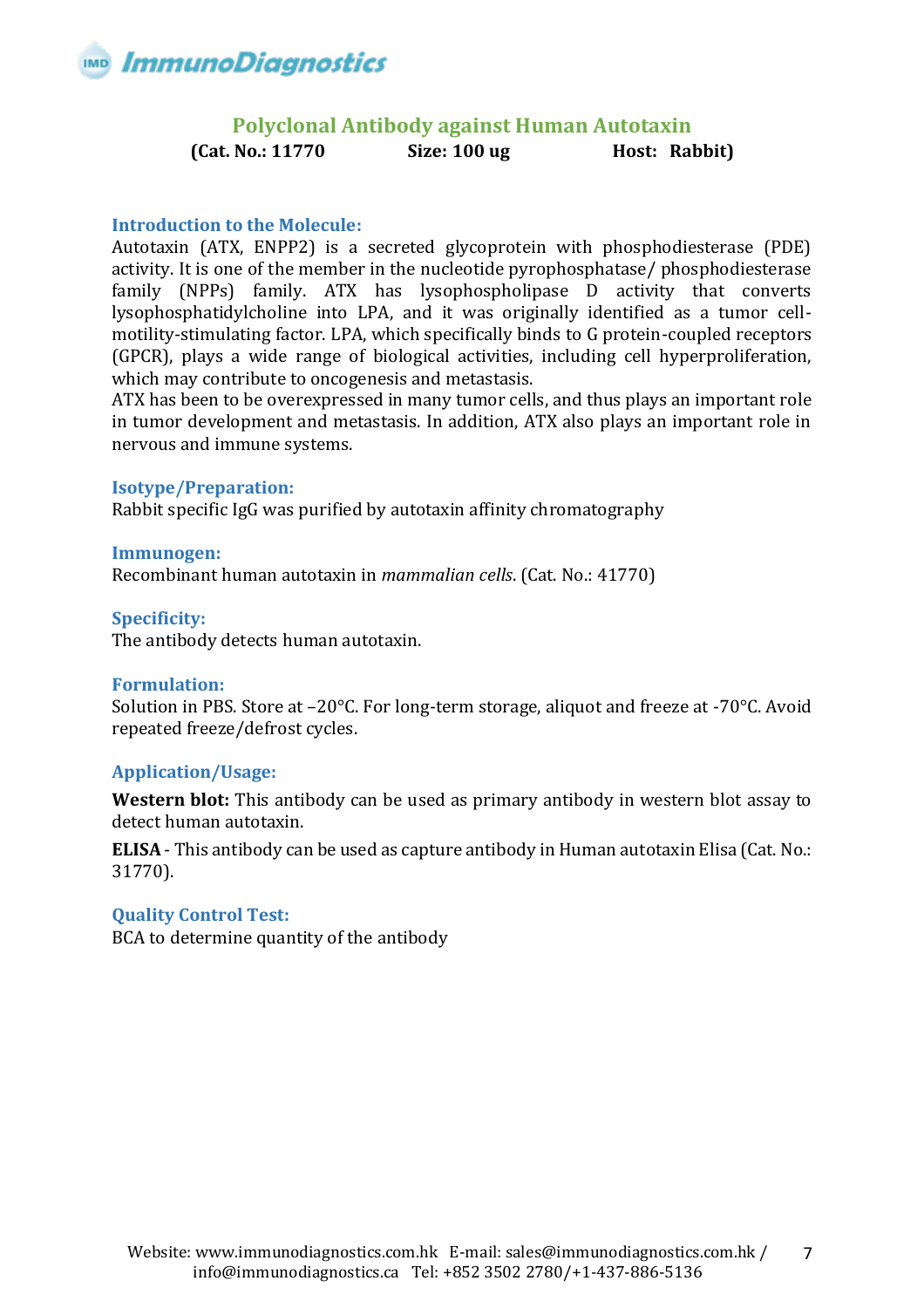# Polyclonal Antibody against Human Autotaxin

**(Cat. No.: 11770 Size: 100 ug Host: Rabbit)**

### Introduction to the Molecule:

Autotaxin (ATX, ENPP2) is a secreted glycoprotein with phosphodiesterase (PDE) activity. It is one of the member in the nucleotide pyrophosphatase/ phosphodiesterase family (NPPs) family. ATX has lysophospholipase D activity that converts lysophosphatidylcholine into LPA, and it was originally identified as a tumor cell-motility-stimulating factor. LPA, which specifically binds to G protein-coupled receptors (GPCR), plays a wide range of biological activities, including cell hyperproliferation, which may contribute to oncogenesis and metastasis.

ATX has been to be overexpressed in many tumor cells, and thus plays an important role in tumor development and metastasis. In addition, ATX also plays an important role in nervous and immune systems.

### Isotype/Preparation:

Rabbit specific IgG was purified by autotaxin affinity chromatography

### Immunogen:

Recombinant human autotaxin in *mammalian cells*. (Cat. No.: 41770)

### Specificity:

The antibody detects human autotaxin.

### Formulation:

Solution in PBS. Store at –20°C. For long-term storage, aliquot and freeze at -70°C. Avoid repeated freeze/defrost cycles.

### Application/Usage:

**Western blot:** This antibody can be used as primary antibody in western blot assay to detect human autotaxin.

**ELISA** - This antibody can be used as capture antibody in Human autotaxin Elisa (Cat. No.: 31770).

### Quality Control Test:

BCA to determine quantity of the antibody

Website: www.immunodiagnostics.com.hk E-mail: sales@immunodiagnostics.com.hk / info@immunodiagnostics.ca Tel: +852 3502 2780/+1-437-886-5136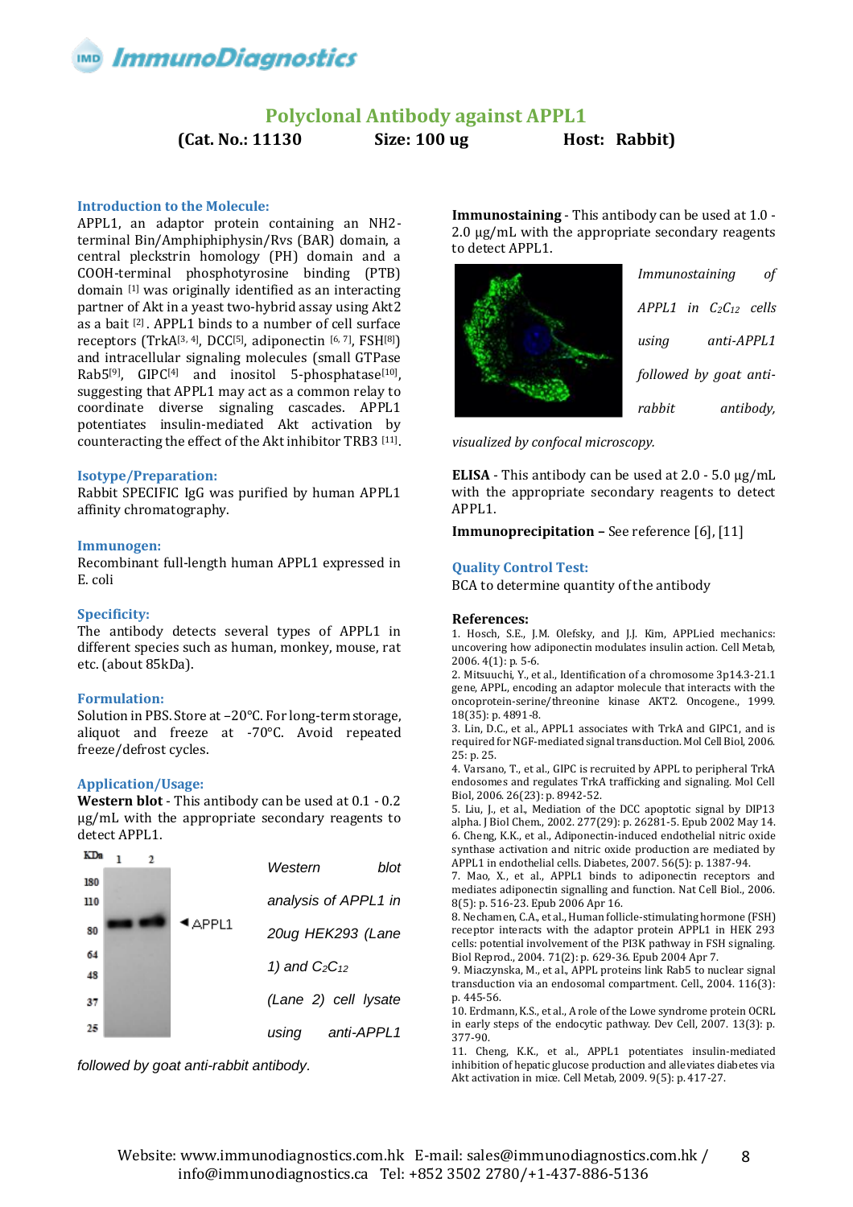# Polyclonal Antibody against APPL1

**(Cat. No.: 11130 Size: 100 ug Host: Rabbit)**

### Introduction to the Molecule:

APPL1, an adaptor protein containing an NH2-terminal Bin/Amphiphiphysin/Rvs (BAR) domain, a central pleckstrin homology (PH) domain and a COOH-terminal phosphotyrosine binding (PTB) domain [1] was originally identified as an interacting partner of Akt in a yeast two-hybrid assay using Akt2 as a bait [2]. APPL1 binds to a number of cell surface receptors (TrkA[3, 4], DCC[5], adiponectin [6, 7], FSH[8]) and intracellular signaling molecules (small GTPase Rab5[9], GIPC[4] and inositol 5-phosphatase[10], suggesting that APPL1 may act as a common relay to coordinate diverse signaling cascades. APPL1 potentiates insulin-mediated Akt activation by counteracting the effect of the Akt inhibitor TRB3 [11].

### Isotype/Preparation:

Rabbit SPECIFIC IgG was purified by human APPL1 affinity chromatography.

### Immunogen:

Recombinant full-length human APPL1 expressed in E. coli

### Specificity:

The antibody detects several types of APPL1 in different species such as human, monkey, mouse, rat etc. (about 85kDa).

### Formulation:

Solution in PBS. Store at –20°C. For long-term storage, aliquot and freeze at -70°C. Avoid repeated freeze/defrost cycles.

### Application/Usage:

**Western blot** - This antibody can be used at 0.1 - 0.2 µg/mL with the appropriate secondary reagents to detect APPL1.

*Western blot analysis of APPL1 in 20ug HEK293 (Lane 1) and $C_2C_{12}$ (Lane 2) cell lysate using anti-APPL1 followed by goat anti-rabbit antibody.*

**Immunostaining** - This antibody can be used at 1.0 - 2.0 µg/mL with the appropriate secondary reagents to detect APPL1.

*Immunostaining of APPL1 in $C_2C_{12}$ cells using anti-APPL1 followed by goat anti-rabbit antibody, visualized by confocal microscopy.*

**ELISA** - This antibody can be used at 2.0 - 5.0 µg/mL with the appropriate secondary reagents to detect APPL1.

**Immunoprecipitation –** See reference [6], [11]

### Quality Control Test:

BCA to determine quantity of the antibody

### References:

1. Hosch, S.E., J.M. Olefsky, and J.J. Kim, APPLied mechanics: uncovering how adiponectin modulates insulin action. Cell Metab, 2006. 4(1): p. 5-6.
2. Mitsuuchi, Y., et al., Identification of a chromosome 3p14.3-21.1 gene, APPL, encoding an adaptor molecule that interacts with the oncoprotein-serine/threonine kinase AKT2. Oncogene., 1999. 18(35): p. 4891-8.
3. Lin, D.C., et al., APPL1 associates with TrkA and GIPC1, and is required for NGF-mediated signal transduction. Mol Cell Biol, 2006. 25: p. 25.
4. Varsano, T., et al., GIPC is recruited by APPL to peripheral TrkA endosomes and regulates TrkA trafficking and signaling. Mol Cell Biol, 2006. 26(23): p. 8942-52.
5. Liu, J., et al., Mediation of the DCC apoptotic signal by DIP13 alpha. J Biol Chem., 2002. 277(29): p. 26281-5. Epub 2002 May 14.
6. Cheng, K.K., et al., Adiponectin-induced endothelial nitric oxide synthase activation and nitric oxide production are mediated by APPL1 in endothelial cells. Diabetes, 2007. 56(5): p. 1387-94.
7. Mao, X., et al., APPL1 binds to adiponectin receptors and mediates adiponectin signalling and function. Nat Cell Biol., 2006. 8(5): p. 516-23. Epub 2006 Apr 16.
8. Nechamen, C.A., et al., Human follicle-stimulating hormone (FSH) receptor interacts with the adaptor protein APPL1 in HEK 293 cells: potential involvement of the PI3K pathway in FSH signaling. Biol Reprod., 2004. 71(2): p. 629-36. Epub 2004 Apr 7.
9. Miaczynska, M., et al., APPL proteins link Rab5 to nuclear signal transduction via an endosomal compartment. Cell., 2004. 116(3): p. 445-56.
10. Erdmann, K.S., et al., A role of the Lowe syndrome protein OCRL in early steps of the endocytic pathway. Dev Cell, 2007. 13(3): p. 377-90.
11. Cheng, K.K., et al., APPL1 potentiates insulin-mediated inhibition of hepatic glucose production and alleviates diabetes via Akt activation in mice. Cell Metab, 2009. 9(5): p. 417-27.

Website: www.immunodiagnostics.com.hk E-mail: sales@immunodiagnostics.com.hk / info@immunodiagnostics.ca Tel: +852 3502 2780/+1-437-886-5136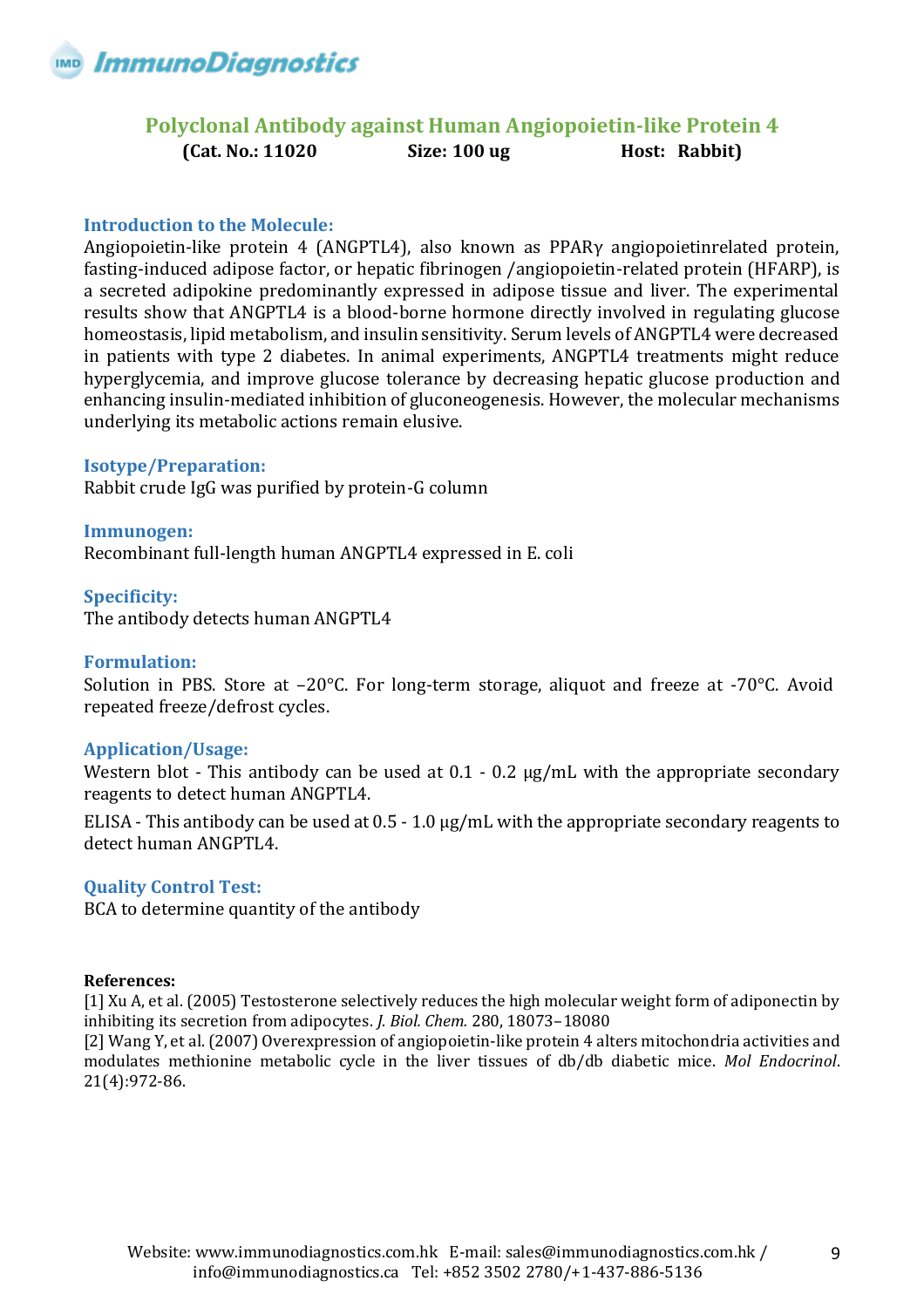## Polyclonal Antibody against Human Angiopoietin-like Protein 4

**(Cat. No.: 11020 Size: 100 ug Host: Rabbit)**

### Introduction to the Molecule:

Angiopoietin-like protein 4 (ANGPTL4), also known as PPARγ angiopoietinrelated protein, fasting-induced adipose factor, or hepatic fibrinogen /angiopoietin-related protein (HFARP), is a secreted adipokine predominantly expressed in adipose tissue and liver. The experimental results show that ANGPTL4 is a blood-borne hormone directly involved in regulating glucose homeostasis, lipid metabolism, and insulin sensitivity. Serum levels of ANGPTL4 were decreased in patients with type 2 diabetes. In animal experiments, ANGPTL4 treatments might reduce hyperglycemia, and improve glucose tolerance by decreasing hepatic glucose production and enhancing insulin-mediated inhibition of gluconeogenesis. However, the molecular mechanisms underlying its metabolic actions remain elusive.

### Isotype/Preparation:

Rabbit crude IgG was purified by protein-G column

### Immunogen:

Recombinant full-length human ANGPTL4 expressed in E. coli

### Specificity:

The antibody detects human ANGPTL4

### Formulation:

Solution in PBS. Store at –20°C. For long-term storage, aliquot and freeze at -70°C. Avoid repeated freeze/defrost cycles.

### Application/Usage:

Western blot - This antibody can be used at 0.1 - 0.2 μg/mL with the appropriate secondary reagents to detect human ANGPTL4.

ELISA - This antibody can be used at 0.5 - 1.0 μg/mL with the appropriate secondary reagents to detect human ANGPTL4.

### Quality Control Test:

BCA to determine quantity of the antibody

**References:**

[1] Xu A, et al. (2005) Testosterone selectively reduces the high molecular weight form of adiponectin by inhibiting its secretion from adipocytes. *J. Biol. Chem.* 280, 18073–18080

[2] Wang Y, et al. (2007) Overexpression of angiopoietin-like protein 4 alters mitochondria activities and modulates methionine metabolic cycle in the liver tissues of db/db diabetic mice. *Mol Endocrinol*. 21(4):972-86.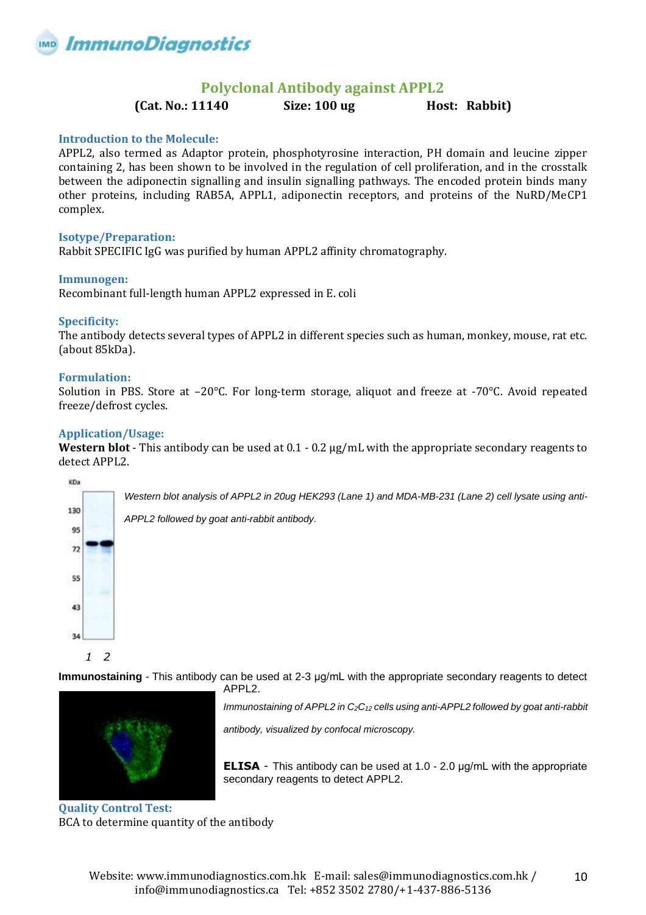## Polyclonal Antibody against APPL2

**(Cat. No.: 11140 Size: 100 ug Host: Rabbit)**

### Introduction to the Molecule:

APPL2, also termed as Adaptor protein, phosphotyrosine interaction, PH domain and leucine zipper containing 2, has been shown to be involved in the regulation of cell proliferation, and in the crosstalk between the adiponectin signalling and insulin signalling pathways. The encoded protein binds many other proteins, including RAB5A, APPL1, adiponectin receptors, and proteins of the NuRD/MeCP1 complex.

### Isotype/Preparation:

Rabbit SPECIFIC IgG was purified by human APPL2 affinity chromatography.

### Immunogen:

Recombinant full-length human APPL2 expressed in E. coli

### Specificity:

The antibody detects several types of APPL2 in different species such as human, monkey, mouse, rat etc. (about 85kDa).

### Formulation:

Solution in PBS. Store at –20°C. For long-term storage, aliquot and freeze at -70°C. Avoid repeated freeze/defrost cycles.

### Application/Usage:

**Western blot** - This antibody can be used at 0.1 - 0.2 µg/mL with the appropriate secondary reagents to detect APPL2.

*Western blot analysis of APPL2 in 20ug HEK293 (Lane 1) and MDA-MB-231 (Lane 2) cell lysate using anti-APPL2 followed by goat anti-rabbit antibody.*

**Immunostaining** - This antibody can be used at 2-3 µg/mL with the appropriate secondary reagents to detect APPL2.

*Immunostaining of APPL2 in $C_2C_{12}$ cells using anti-APPL2 followed by goat anti-rabbit antibody, visualized by confocal microscopy.*

**ELISA** - This antibody can be used at 1.0 - 2.0 µg/mL with the appropriate secondary reagents to detect APPL2.

### Quality Control Test:

BCA to determine quantity of the antibody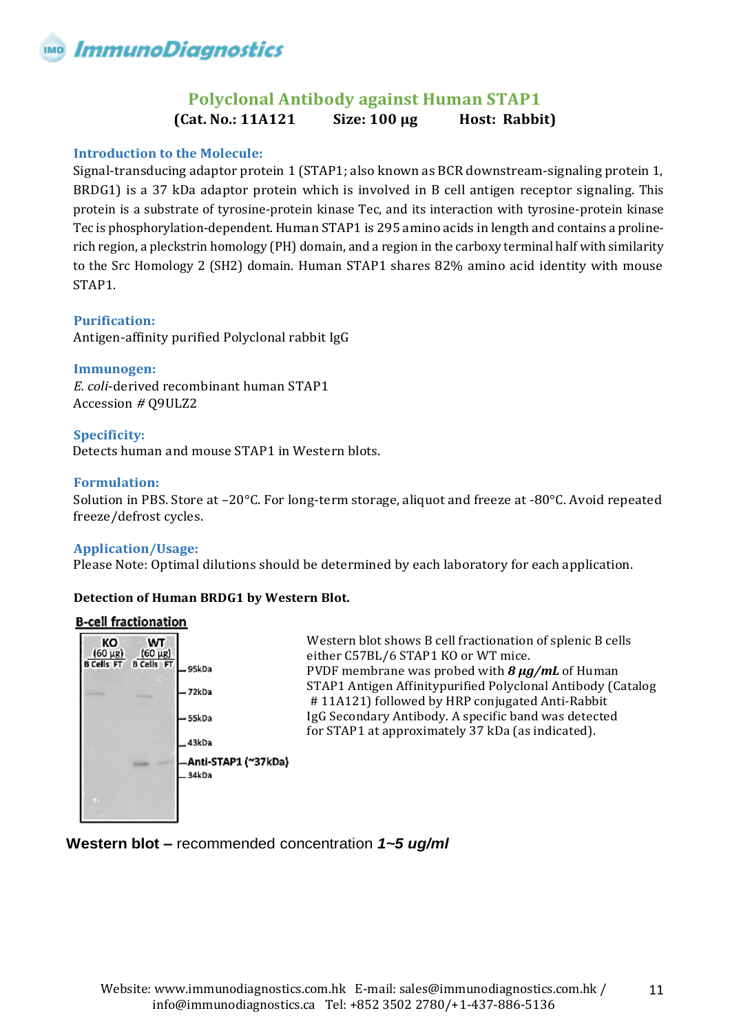## Polyclonal Antibody against Human STAP1

**(Cat. No.: 11A121 Size: 100 µg Host: Rabbit)**

### Introduction to the Molecule:

Signal-transducing adaptor protein 1 (STAP1; also known as BCR downstream-signaling protein 1, BRDG1) is a 37 kDa adaptor protein which is involved in B cell antigen receptor signaling. This protein is a substrate of tyrosine-protein kinase Tec, and its interaction with tyrosine-protein kinase Tec is phosphorylation-dependent. Human STAP1 is 295 amino acids in length and contains a proline-rich region, a pleckstrin homology (PH) domain, and a region in the carboxy terminal half with similarity to the Src Homology 2 (SH2) domain. Human STAP1 shares 82% amino acid identity with mouse STAP1.

### Purification:

Antigen-affinity purified Polyclonal rabbit IgG

### Immunogen:

*E. coli*-derived recombinant human STAP1
Accession # Q9ULZ2

### Specificity:

Detects human and mouse STAP1 in Western blots.

### Formulation:

Solution in PBS. Store at –20°C. For long-term storage, aliquot and freeze at -80°C. Avoid repeated freeze/defrost cycles.

### Application/Usage:

Please Note: Optimal dilutions should be determined by each laboratory for each application.

**Detection of Human BRDG1 by Western Blot.**

**B-cell fractionation**

KO (60 µg) B Cells FT | WT (60 µg) B Cells FT | 95kDa | 72kDa | 55kDa | 43kDa | Anti-STAP1 (~37kDa) | 34kDa

Western blot shows B cell fractionation of splenic B cells either C57BL/6 STAP1 KO or WT mice. PVDF membrane was probed with ***8 µg/mL*** of Human STAP1 Antigen Affinitypurified Polyclonal Antibody (Catalog # 11A121) followed by HRP conjugated Anti-Rabbit IgG Secondary Antibody. A specific band was detected for STAP1 at approximately 37 kDa (as indicated).

**Western blot –** recommended concentration ***1~5 ug/ml***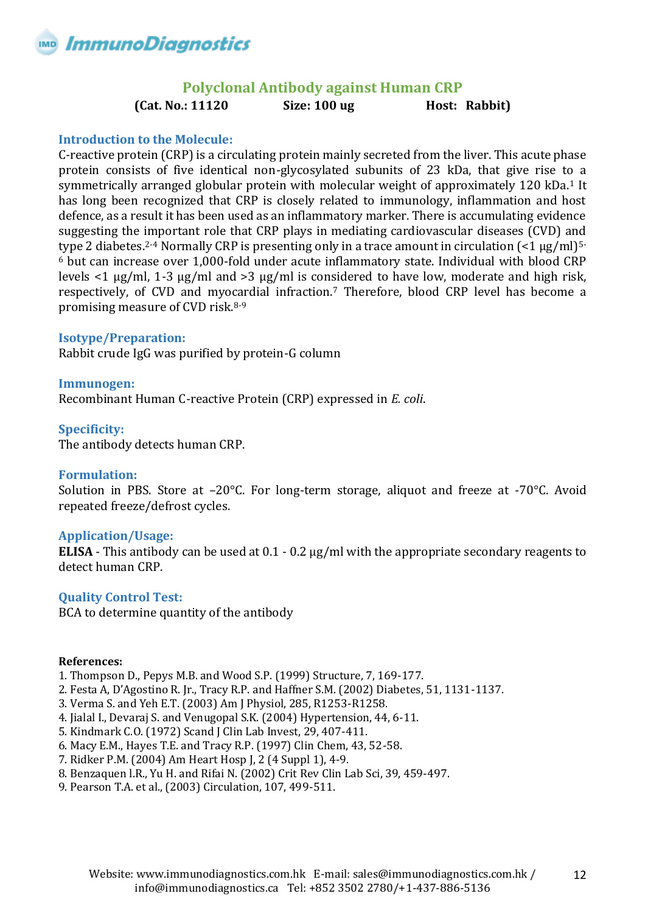# Polyclonal Antibody against Human CRP

**(Cat. No.: 11120 Size: 100 ug Host: Rabbit)**

## Introduction to the Molecule:

C-reactive protein (CRP) is a circulating protein mainly secreted from the liver. This acute phase protein consists of five identical non-glycosylated subunits of 23 kDa, that give rise to a symmetrically arranged globular protein with molecular weight of approximately 120 kDa.[1] It has long been recognized that CRP is closely related to immunology, inflammation and host defence, as a result it has been used as an inflammatory marker. There is accumulating evidence suggesting the important role that CRP plays in mediating cardiovascular diseases (CVD) and type 2 diabetes.[2-4] Normally CRP is presenting only in a trace amount in circulation (<1 μg/ml)[5-6] but can increase over 1,000-fold under acute inflammatory state. Individual with blood CRP levels <1 μg/ml, 1-3 μg/ml and >3 μg/ml is considered to have low, moderate and high risk, respectively, of CVD and myocardial infraction.[7] Therefore, blood CRP level has become a promising measure of CVD risk.[8-9]

## Isotype/Preparation:

Rabbit crude IgG was purified by protein-G column

## Immunogen:

Recombinant Human C-reactive Protein (CRP) expressed in *E. coli*.

## Specificity:

The antibody detects human CRP.

## Formulation:

Solution in PBS. Store at –20°C. For long-term storage, aliquot and freeze at -70°C. Avoid repeated freeze/defrost cycles.

## Application/Usage:

**ELISA** - This antibody can be used at 0.1 - 0.2 μg/ml with the appropriate secondary reagents to detect human CRP.

## Quality Control Test:

BCA to determine quantity of the antibody

**References:**

1. Thompson D., Pepys M.B. and Wood S.P. (1999) Structure, 7, 169-177.
2. Festa A, D'Agostino R. Jr., Tracy R.P. and Haffner S.M. (2002) Diabetes, 51, 1131-1137.
3. Verma S. and Yeh E.T. (2003) Am J Physiol, 285, R1253-R1258.
4. Jialal I., Devaraj S. and Venugopal S.K. (2004) Hypertension, 44, 6-11.
5. Kindmark C.O. (1972) Scand J Clin Lab Invest, 29, 407-411.
6. Macy E.M., Hayes T.E. and Tracy R.P. (1997) Clin Chem, 43, 52-58.
7. Ridker P.M. (2004) Am Heart Hosp J, 2 (4 Suppl 1), 4-9.
8. Benzaquen l.R., Yu H. and Rifai N. (2002) Crit Rev Clin Lab Sci, 39, 459-497.
9. Pearson T.A. et al., (2003) Circulation, 107, 499-511.

Website: www.immunodiagnostics.com.hk E-mail: sales@immunodiagnostics.com.hk / info@immunodiagnostics.ca Tel: +852 3502 2780/+1-437-886-5136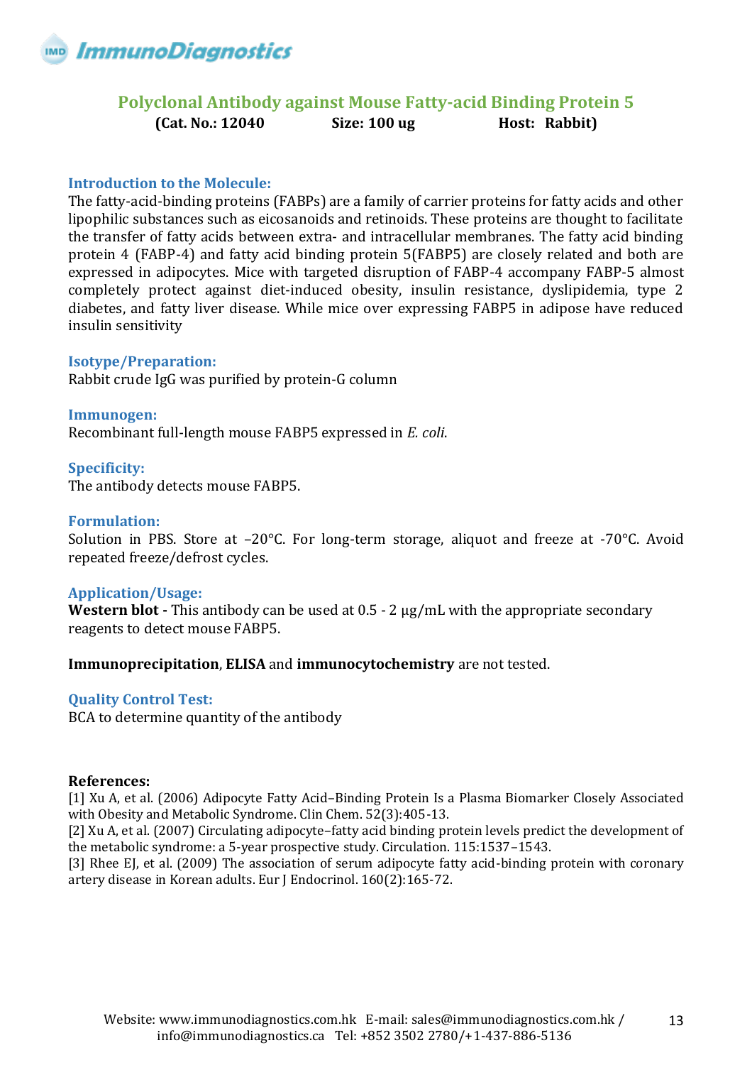# Polyclonal Antibody against Mouse Fatty-acid Binding Protein 5

**(Cat. No.: 12040 Size: 100 ug Host: Rabbit)**

## Introduction to the Molecule:

The fatty-acid-binding proteins (FABPs) are a family of carrier proteins for fatty acids and other lipophilic substances such as eicosanoids and retinoids. These proteins are thought to facilitate the transfer of fatty acids between extra- and intracellular membranes. The fatty acid binding protein 4 (FABP-4) and fatty acid binding protein 5(FABP5) are closely related and both are expressed in adipocytes. Mice with targeted disruption of FABP-4 accompany FABP-5 almost completely protect against diet-induced obesity, insulin resistance, dyslipidemia, type 2 diabetes, and fatty liver disease. While mice over expressing FABP5 in adipose have reduced insulin sensitivity

## Isotype/Preparation:

Rabbit crude IgG was purified by protein-G column

## Immunogen:

Recombinant full-length mouse FABP5 expressed in *E. coli*.

## Specificity:

The antibody detects mouse FABP5.

## Formulation:

Solution in PBS. Store at –20°C. For long-term storage, aliquot and freeze at -70°C. Avoid repeated freeze/defrost cycles.

## Application/Usage:

**Western blot -** This antibody can be used at 0.5 - 2 µg/mL with the appropriate secondary reagents to detect mouse FABP5.

**Immunoprecipitation**, **ELISA** and **immunocytochemistry** are not tested.

## Quality Control Test:

BCA to determine quantity of the antibody

**References:**

[1] Xu A, et al. (2006) Adipocyte Fatty Acid–Binding Protein Is a Plasma Biomarker Closely Associated with Obesity and Metabolic Syndrome. Clin Chem. 52(3):405-13.

[2] Xu A, et al. (2007) Circulating adipocyte–fatty acid binding protein levels predict the development of the metabolic syndrome: a 5-year prospective study. Circulation. 115:1537–1543.

[3] Rhee EJ, et al. (2009) The association of serum adipocyte fatty acid-binding protein with coronary artery disease in Korean adults. Eur J Endocrinol. 160(2):165-72.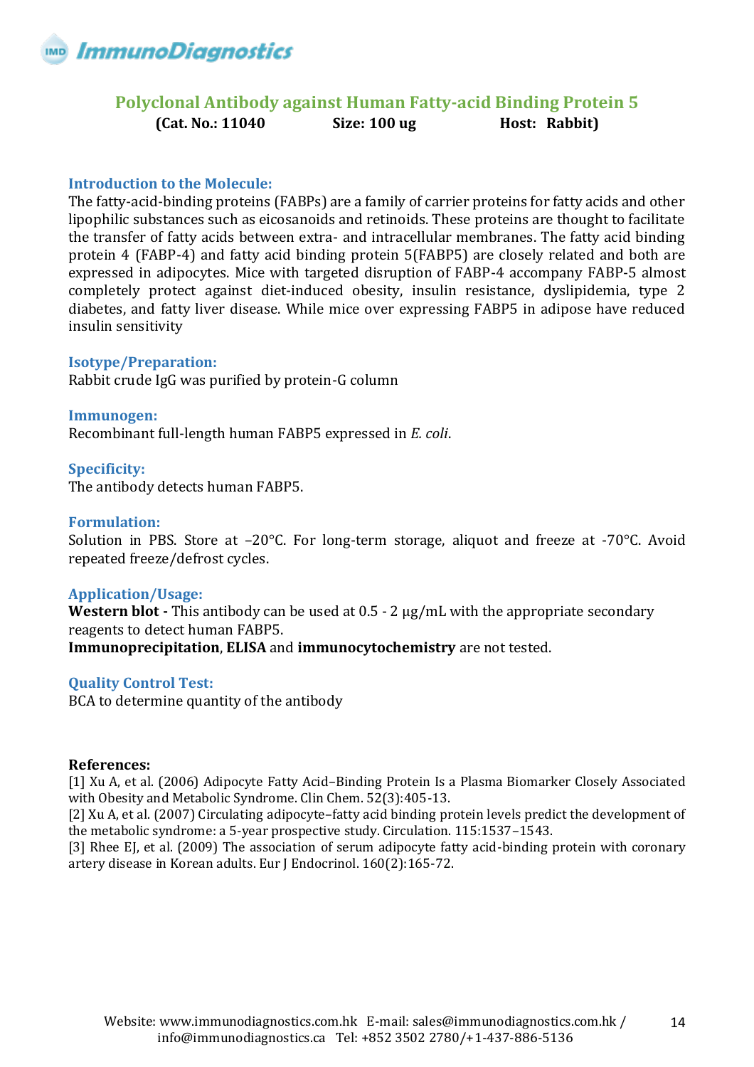# Polyclonal Antibody against Human Fatty-acid Binding Protein 5

**(Cat. No.: 11040 Size: 100 ug Host: Rabbit)**

### Introduction to the Molecule:

The fatty-acid-binding proteins (FABPs) are a family of carrier proteins for fatty acids and other lipophilic substances such as eicosanoids and retinoids. These proteins are thought to facilitate the transfer of fatty acids between extra- and intracellular membranes. The fatty acid binding protein 4 (FABP-4) and fatty acid binding protein 5(FABP5) are closely related and both are expressed in adipocytes. Mice with targeted disruption of FABP-4 accompany FABP-5 almost completely protect against diet-induced obesity, insulin resistance, dyslipidemia, type 2 diabetes, and fatty liver disease. While mice over expressing FABP5 in adipose have reduced insulin sensitivity

### Isotype/Preparation:

Rabbit crude IgG was purified by protein-G column

### Immunogen:

Recombinant full-length human FABP5 expressed in *E. coli*.

### Specificity:

The antibody detects human FABP5.

### Formulation:

Solution in PBS. Store at –20°C. For long-term storage, aliquot and freeze at -70°C. Avoid repeated freeze/defrost cycles.

### Application/Usage:

**Western blot -** This antibody can be used at 0.5 - 2 μg/mL with the appropriate secondary reagents to detect human FABP5.

**Immunoprecipitation**, **ELISA** and **immunocytochemistry** are not tested.

### Quality Control Test:

BCA to determine quantity of the antibody

**References:**

[1] Xu A, et al. (2006) Adipocyte Fatty Acid–Binding Protein Is a Plasma Biomarker Closely Associated with Obesity and Metabolic Syndrome. Clin Chem. 52(3):405-13.

[2] Xu A, et al. (2007) Circulating adipocyte–fatty acid binding protein levels predict the development of the metabolic syndrome: a 5-year prospective study. Circulation. 115:1537–1543.

[3] Rhee EJ, et al. (2009) The association of serum adipocyte fatty acid-binding protein with coronary artery disease in Korean adults. Eur J Endocrinol. 160(2):165-72.

Website: www.immunodiagnostics.com.hk E-mail: sales@immunodiagnostics.com.hk / info@immunodiagnostics.ca Tel: +852 3502 2780/+1-437-886-5136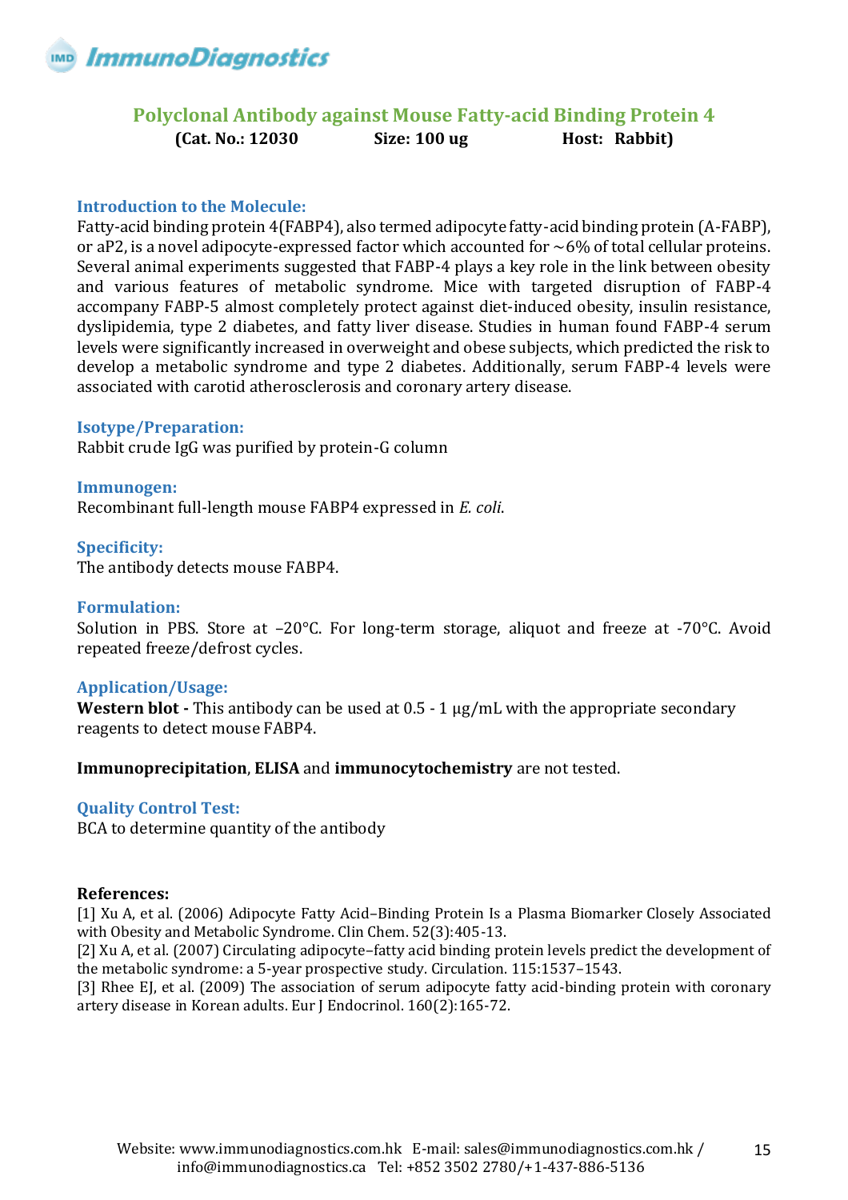# Polyclonal Antibody against Mouse Fatty-acid Binding Protein 4

**(Cat. No.: 12030 Size: 100 ug Host: Rabbit)**

## Introduction to the Molecule:

Fatty-acid binding protein 4(FABP4), also termed adipocyte fatty-acid binding protein (A-FABP), or aP2, is a novel adipocyte-expressed factor which accounted for ~6% of total cellular proteins. Several animal experiments suggested that FABP-4 plays a key role in the link between obesity and various features of metabolic syndrome. Mice with targeted disruption of FABP-4 accompany FABP-5 almost completely protect against diet-induced obesity, insulin resistance, dyslipidemia, type 2 diabetes, and fatty liver disease. Studies in human found FABP-4 serum levels were significantly increased in overweight and obese subjects, which predicted the risk to develop a metabolic syndrome and type 2 diabetes. Additionally, serum FABP-4 levels were associated with carotid atherosclerosis and coronary artery disease.

## Isotype/Preparation:

Rabbit crude IgG was purified by protein-G column

## Immunogen:

Recombinant full-length mouse FABP4 expressed in *E. coli*.

## Specificity:

The antibody detects mouse FABP4.

## Formulation:

Solution in PBS. Store at –20°C. For long-term storage, aliquot and freeze at -70°C. Avoid repeated freeze/defrost cycles.

## Application/Usage:

**Western blot -** This antibody can be used at 0.5 - 1 µg/mL with the appropriate secondary reagents to detect mouse FABP4.

**Immunoprecipitation**, **ELISA** and **immunocytochemistry** are not tested.

## Quality Control Test:

BCA to determine quantity of the antibody

## References:

[1] Xu A, et al. (2006) Adipocyte Fatty Acid–Binding Protein Is a Plasma Biomarker Closely Associated with Obesity and Metabolic Syndrome. Clin Chem. 52(3):405-13.

[2] Xu A, et al. (2007) Circulating adipocyte–fatty acid binding protein levels predict the development of the metabolic syndrome: a 5-year prospective study. Circulation. 115:1537–1543.

[3] Rhee EJ, et al. (2009) The association of serum adipocyte fatty acid-binding protein with coronary artery disease in Korean adults. Eur J Endocrinol. 160(2):165-72.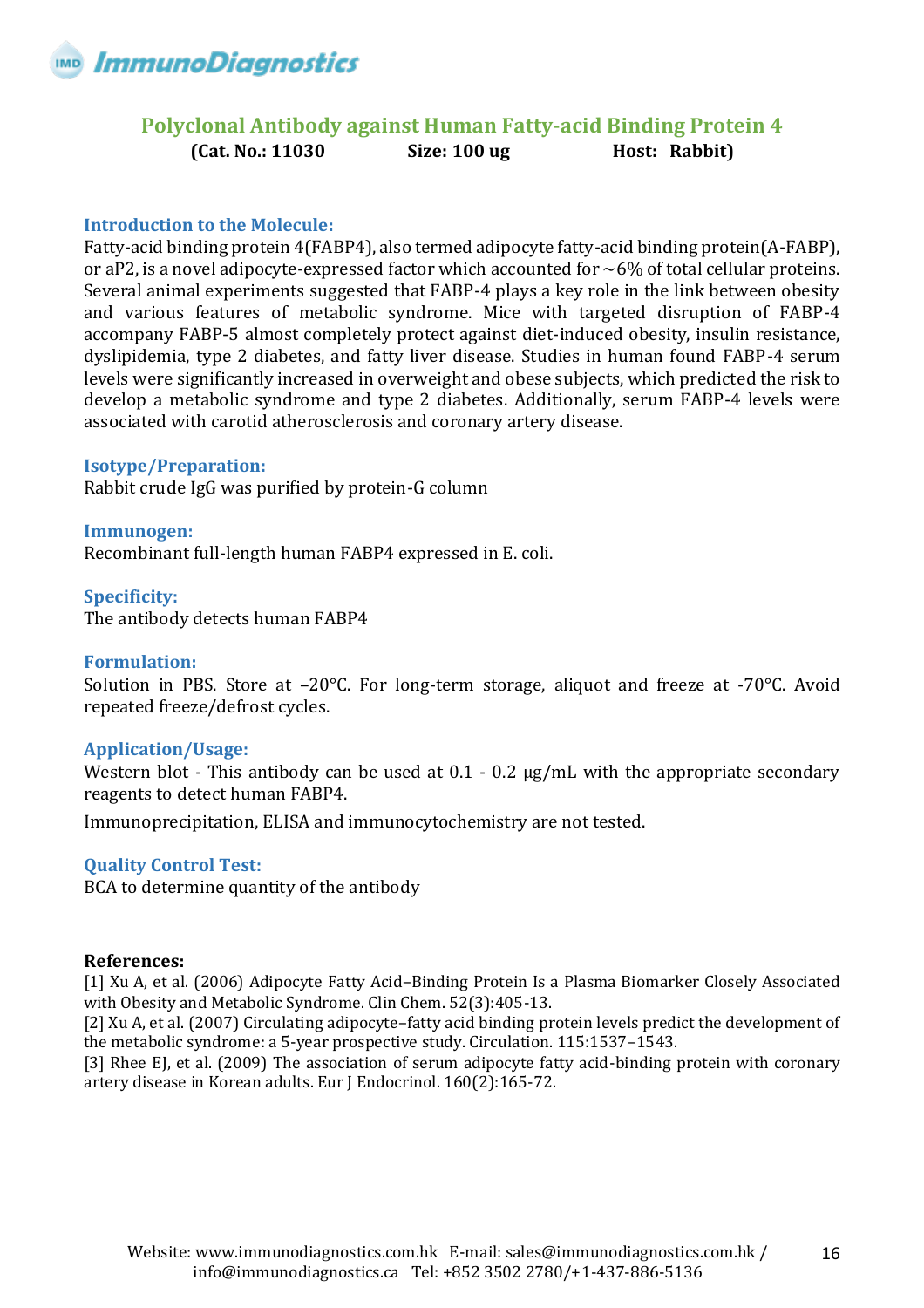## Polyclonal Antibody against Human Fatty-acid Binding Protein 4

**(Cat. No.: 11030 Size: 100 ug Host: Rabbit)**

### Introduction to the Molecule:

Fatty-acid binding protein 4(FABP4), also termed adipocyte fatty-acid binding protein(A-FABP), or aP2, is a novel adipocyte-expressed factor which accounted for ~6% of total cellular proteins. Several animal experiments suggested that FABP-4 plays a key role in the link between obesity and various features of metabolic syndrome. Mice with targeted disruption of FABP-4 accompany FABP-5 almost completely protect against diet-induced obesity, insulin resistance, dyslipidemia, type 2 diabetes, and fatty liver disease. Studies in human found FABP-4 serum levels were significantly increased in overweight and obese subjects, which predicted the risk to develop a metabolic syndrome and type 2 diabetes. Additionally, serum FABP-4 levels were associated with carotid atherosclerosis and coronary artery disease.

### Isotype/Preparation:

Rabbit crude IgG was purified by protein-G column

### Immunogen:

Recombinant full-length human FABP4 expressed in E. coli.

### Specificity:

The antibody detects human FABP4

### Formulation:

Solution in PBS. Store at –20°C. For long-term storage, aliquot and freeze at -70°C. Avoid repeated freeze/defrost cycles.

### Application/Usage:

Western blot - This antibody can be used at 0.1 - 0.2 μg/mL with the appropriate secondary reagents to detect human FABP4.

Immunoprecipitation, ELISA and immunocytochemistry are not tested.

### Quality Control Test:

BCA to determine quantity of the antibody

**References:**

[1] Xu A, et al. (2006) Adipocyte Fatty Acid–Binding Protein Is a Plasma Biomarker Closely Associated with Obesity and Metabolic Syndrome. Clin Chem. 52(3):405-13.

[2] Xu A, et al. (2007) Circulating adipocyte–fatty acid binding protein levels predict the development of the metabolic syndrome: a 5-year prospective study. Circulation. 115:1537–1543.

[3] Rhee EJ, et al. (2009) The association of serum adipocyte fatty acid-binding protein with coronary artery disease in Korean adults. Eur J Endocrinol. 160(2):165-72.

Website: www.immunodiagnostics.com.hk E-mail: sales@immunodiagnostics.com.hk / info@immunodiagnostics.ca Tel: +852 3502 2780/+1-437-886-5136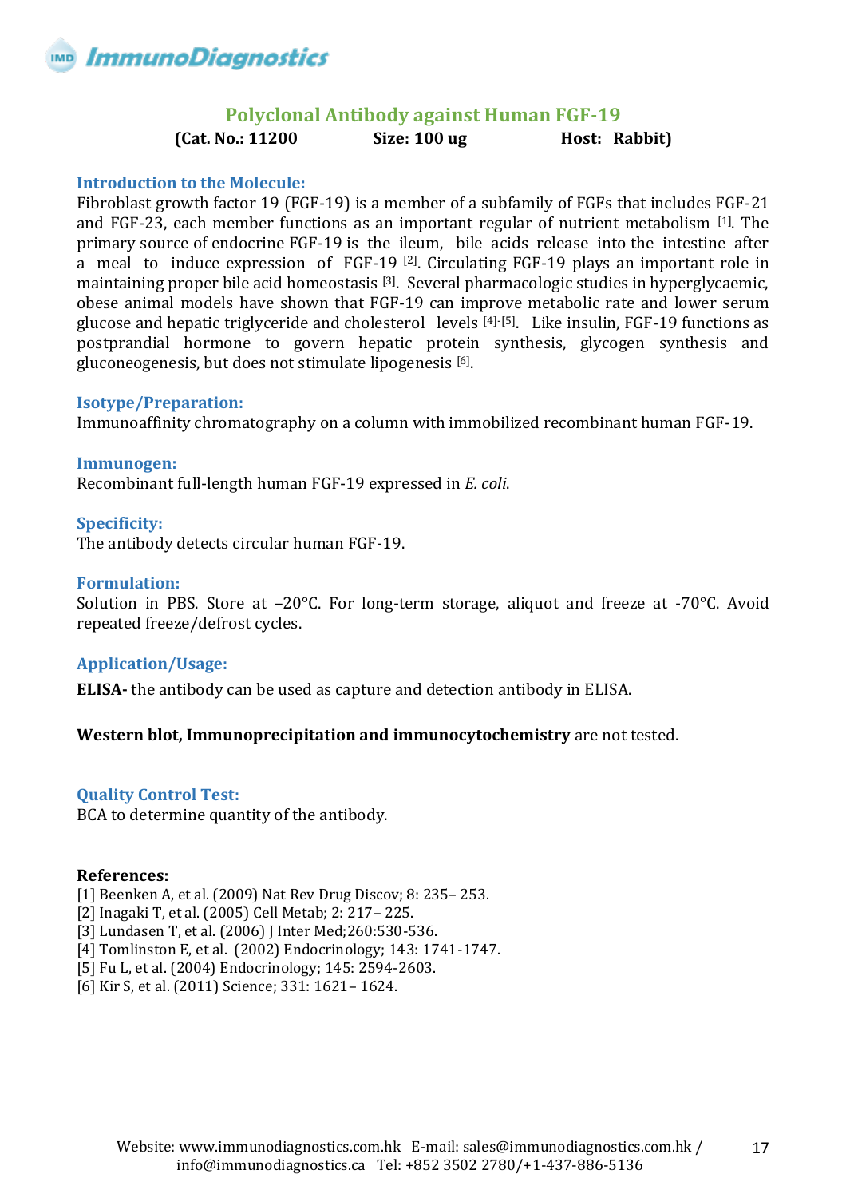## Polyclonal Antibody against Human FGF-19

**(Cat. No.: 11200 Size: 100 ug Host: Rabbit)**

### Introduction to the Molecule:

Fibroblast growth factor 19 (FGF-19) is a member of a subfamily of FGFs that includes FGF-21 and FGF-23, each member functions as an important regular of nutrient metabolism [1]. The primary source of endocrine FGF-19 is the ileum, bile acids release into the intestine after a meal to induce expression of FGF-19 [2]. Circulating FGF-19 plays an important role in maintaining proper bile acid homeostasis [3]. Several pharmacologic studies in hyperglycaemic, obese animal models have shown that FGF-19 can improve metabolic rate and lower serum glucose and hepatic triglyceride and cholesterol levels [4]-[5]. Like insulin, FGF-19 functions as postprandial hormone to govern hepatic protein synthesis, glycogen synthesis and gluconeogenesis, but does not stimulate lipogenesis [6].

### Isotype/Preparation:

Immunoaffinity chromatography on a column with immobilized recombinant human FGF-19.

### Immunogen:

Recombinant full-length human FGF-19 expressed in *E. coli*.

### Specificity:

The antibody detects circular human FGF-19.

### Formulation:

Solution in PBS. Store at –20°C. For long-term storage, aliquot and freeze at -70°C. Avoid repeated freeze/defrost cycles.

### Application/Usage:

**ELISA-** the antibody can be used as capture and detection antibody in ELISA.

**Western blot, Immunoprecipitation and immunocytochemistry** are not tested.

### Quality Control Test:

BCA to determine quantity of the antibody.

**References:**

[1] Beenken A, et al. (2009) Nat Rev Drug Discov; 8: 235– 253.
[2] Inagaki T, et al. (2005) Cell Metab; 2: 217– 225.
[3] Lundasen T, et al. (2006) J Inter Med;260:530-536.
[4] Tomlinston E, et al. (2002) Endocrinology; 143: 1741-1747.
[5] Fu L, et al. (2004) Endocrinology; 145: 2594-2603.
[6] Kir S, et al. (2011) Science; 331: 1621– 1624.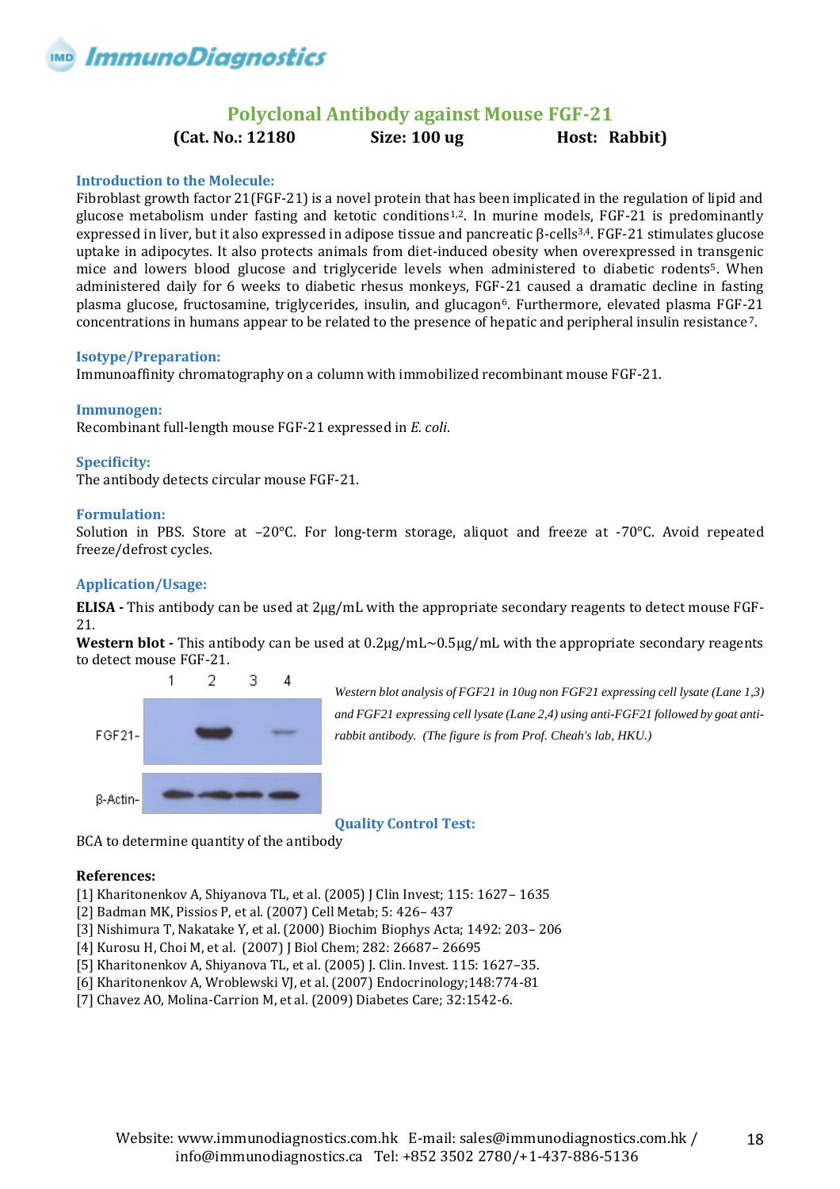# Polyclonal Antibody against Mouse FGF-21

**(Cat. No.: 12180 Size: 100 ug Host: Rabbit)**

### Introduction to the Molecule:

Fibroblast growth factor 21(FGF-21) is a novel protein that has been implicated in the regulation of lipid and glucose metabolism under fasting and ketotic conditions[1,2]. In murine models, FGF-21 is predominantly expressed in liver, but it also expressed in adipose tissue and pancreatic β-cells[3,4]. FGF-21 stimulates glucose uptake in adipocytes. It also protects animals from diet-induced obesity when overexpressed in transgenic mice and lowers blood glucose and triglyceride levels when administered to diabetic rodents[5]. When administered daily for 6 weeks to diabetic rhesus monkeys, FGF-21 caused a dramatic decline in fasting plasma glucose, fructosamine, triglycerides, insulin, and glucagon[6]. Furthermore, elevated plasma FGF-21 concentrations in humans appear to be related to the presence of hepatic and peripheral insulin resistance[7].

### Isotype/Preparation:

Immunoaffinity chromatography on a column with immobilized recombinant mouse FGF-21.

### Immunogen:

Recombinant full-length mouse FGF-21 expressed in *E. coli*.

### Specificity:

The antibody detects circular mouse FGF-21.

### Formulation:

Solution in PBS. Store at –20°C. For long-term storage, aliquot and freeze at -70°C. Avoid repeated freeze/defrost cycles.

### Application/Usage:

**ELISA -** This antibody can be used at 2μg/mL with the appropriate secondary reagents to detect mouse FGF-21.

**Western blot -** This antibody can be used at 0.2μg/mL~0.5μg/mL with the appropriate secondary reagents to detect mouse FGF-21.

*Western blot analysis of FGF21 in 10ug non FGF21 expressing cell lysate (Lane 1,3) and FGF21 expressing cell lysate (Lane 2,4) using anti-FGF21 followed by goat anti-rabbit antibody. (The figure is from Prof. Cheah's lab, HKU.)*

### Quality Control Test:

BCA to determine quantity of the antibody

**References:**

[1] Kharitonenkov A, Shiyanova TL, et al. (2005) J Clin Invest; 115: 1627– 1635
[2] Badman MK, Pissios P, et al. (2007) Cell Metab; 5: 426– 437
[3] Nishimura T, Nakatake Y, et al. (2000) Biochim Biophys Acta; 1492: 203– 206
[4] Kurosu H, Choi M, et al. (2007) J Biol Chem; 282: 26687– 26695
[5] Kharitonenkov A, Shiyanova TL, et al. (2005) J. Clin. Invest. 115: 1627–35.
[6] Kharitonenkov A, Wroblewski VJ, et al. (2007) Endocrinology;148:774-81
[7] Chavez AO, Molina-Carrion M, et al. (2009) Diabetes Care; 32:1542-6.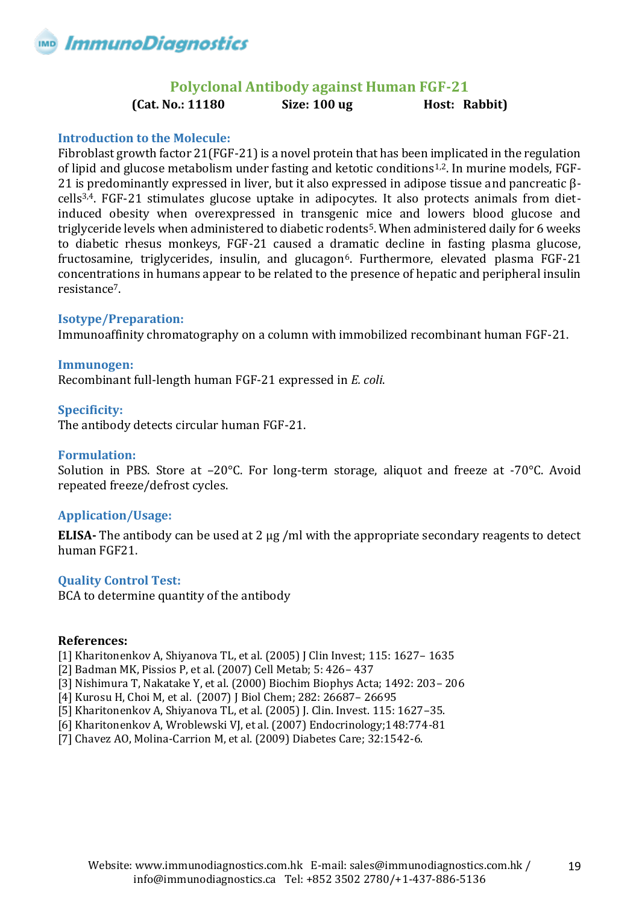# Polyclonal Antibody against Human FGF-21

**(Cat. No.: 11180 Size: 100 ug Host: Rabbit)**

## Introduction to the Molecule:

Fibroblast growth factor 21(FGF-21) is a novel protein that has been implicated in the regulation of lipid and glucose metabolism under fasting and ketotic conditions[1,2]. In murine models, FGF-21 is predominantly expressed in liver, but it also expressed in adipose tissue and pancreatic β-cells[3,4]. FGF-21 stimulates glucose uptake in adipocytes. It also protects animals from diet-induced obesity when overexpressed in transgenic mice and lowers blood glucose and triglyceride levels when administered to diabetic rodents[5]. When administered daily for 6 weeks to diabetic rhesus monkeys, FGF-21 caused a dramatic decline in fasting plasma glucose, fructosamine, triglycerides, insulin, and glucagon[6]. Furthermore, elevated plasma FGF-21 concentrations in humans appear to be related to the presence of hepatic and peripheral insulin resistance[7].

## Isotype/Preparation:

Immunoaffinity chromatography on a column with immobilized recombinant human FGF-21.

## Immunogen:

Recombinant full-length human FGF-21 expressed in *E. coli*.

## Specificity:

The antibody detects circular human FGF-21.

## Formulation:

Solution in PBS. Store at –20°C. For long-term storage, aliquot and freeze at -70°C. Avoid repeated freeze/defrost cycles.

## Application/Usage:

**ELISA-** The antibody can be used at 2 μg /ml with the appropriate secondary reagents to detect human FGF21.

## Quality Control Test:

BCA to determine quantity of the antibody

## References:

[1] Kharitonenkov A, Shiyanova TL, et al. (2005) J Clin Invest; 115: 1627– 1635
[2] Badman MK, Pissios P, et al. (2007) Cell Metab; 5: 426– 437
[3] Nishimura T, Nakatake Y, et al. (2000) Biochim Biophys Acta; 1492: 203– 206
[4] Kurosu H, Choi M, et al. (2007) J Biol Chem; 282: 26687– 26695
[5] Kharitonenkov A, Shiyanova TL, et al. (2005) J. Clin. Invest. 115: 1627–35.
[6] Kharitonenkov A, Wroblewski VJ, et al. (2007) Endocrinology;148:774-81
[7] Chavez AO, Molina-Carrion M, et al. (2009) Diabetes Care; 32:1542-6.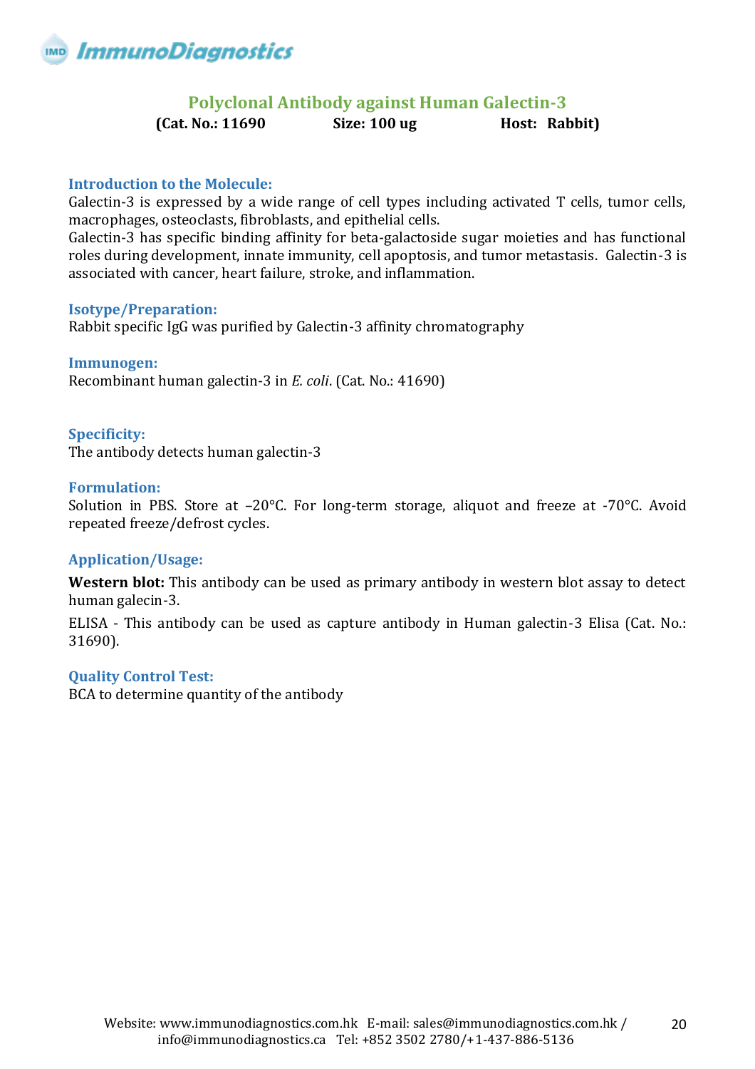# Polyclonal Antibody against Human Galectin-3

**(Cat. No.: 11690 Size: 100 ug Host: Rabbit)**

## Introduction to the Molecule:

Galectin-3 is expressed by a wide range of cell types including activated T cells, tumor cells, macrophages, osteoclasts, fibroblasts, and epithelial cells.

Galectin-3 has specific binding affinity for beta-galactoside sugar moieties and has functional roles during development, innate immunity, cell apoptosis, and tumor metastasis. Galectin-3 is associated with cancer, heart failure, stroke, and inflammation.

## Isotype/Preparation:

Rabbit specific IgG was purified by Galectin-3 affinity chromatography

## Immunogen:

Recombinant human galectin-3 in *E. coli*. (Cat. No.: 41690)

## Specificity:

The antibody detects human galectin-3

## Formulation:

Solution in PBS. Store at –20°C. For long-term storage, aliquot and freeze at -70°C. Avoid repeated freeze/defrost cycles.

## Application/Usage:

**Western blot:** This antibody can be used as primary antibody in western blot assay to detect human galecin-3.

ELISA - This antibody can be used as capture antibody in Human galectin-3 Elisa (Cat. No.: 31690).

## Quality Control Test:

BCA to determine quantity of the antibody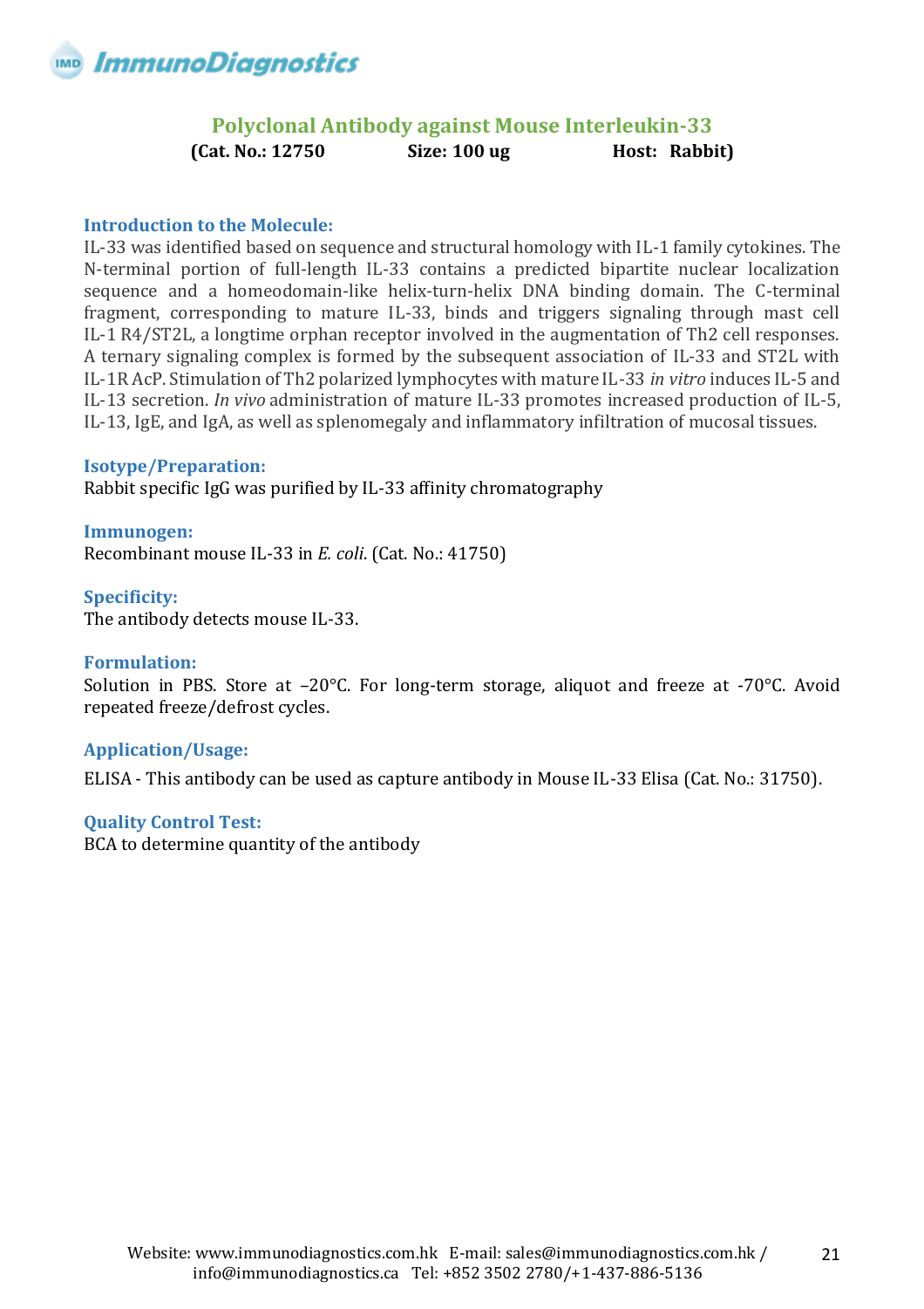# Polyclonal Antibody against Mouse Interleukin-33

**(Cat. No.: 12750 Size: 100 ug Host: Rabbit)**

### Introduction to the Molecule:

IL-33 was identified based on sequence and structural homology with IL-1 family cytokines. The N-terminal portion of full-length IL-33 contains a predicted bipartite nuclear localization sequence and a homeodomain-like helix-turn-helix DNA binding domain. The C-terminal fragment, corresponding to mature IL-33, binds and triggers signaling through mast cell IL-1 R4/ST2L, a longtime orphan receptor involved in the augmentation of Th2 cell responses. A ternary signaling complex is formed by the subsequent association of IL-33 and ST2L with IL-1R AcP. Stimulation of Th2 polarized lymphocytes with mature IL-33 *in vitro* induces IL-5 and IL-13 secretion. *In vivo* administration of mature IL-33 promotes increased production of IL-5, IL-13, IgE, and IgA, as well as splenomegaly and inflammatory infiltration of mucosal tissues.

### Isotype/Preparation:

Rabbit specific IgG was purified by IL-33 affinity chromatography

### Immunogen:

Recombinant mouse IL-33 in *E. coli*. (Cat. No.: 41750)

### Specificity:

The antibody detects mouse IL-33.

### Formulation:

Solution in PBS. Store at –20°C. For long-term storage, aliquot and freeze at -70°C. Avoid repeated freeze/defrost cycles.

### Application/Usage:

ELISA - This antibody can be used as capture antibody in Mouse IL-33 Elisa (Cat. No.: 31750).

### Quality Control Test:

BCA to determine quantity of the antibody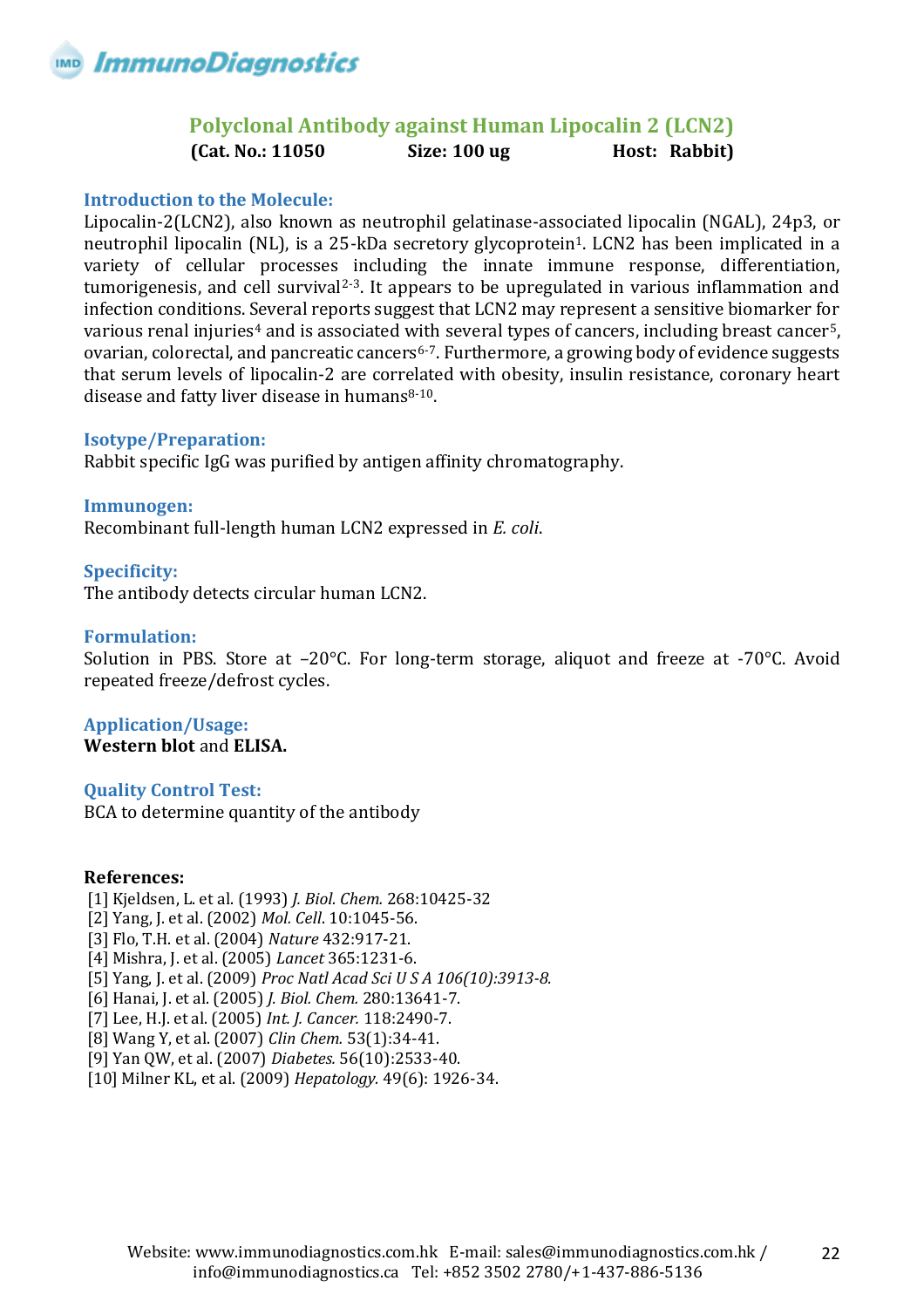# Polyclonal Antibody against Human Lipocalin 2 (LCN2)

**(Cat. No.: 11050 Size: 100 ug Host: Rabbit)**

## Introduction to the Molecule:

Lipocalin-2(LCN2), also known as neutrophil gelatinase-associated lipocalin (NGAL), 24p3, or neutrophil lipocalin (NL), is a 25-kDa secretory glycoprotein[1]. LCN2 has been implicated in a variety of cellular processes including the innate immune response, differentiation, tumorigenesis, and cell survival[2-3]. It appears to be upregulated in various inflammation and infection conditions. Several reports suggest that LCN2 may represent a sensitive biomarker for various renal injuries[4] and is associated with several types of cancers, including breast cancer[5], ovarian, colorectal, and pancreatic cancers[6-7]. Furthermore, a growing body of evidence suggests that serum levels of lipocalin-2 are correlated with obesity, insulin resistance, coronary heart disease and fatty liver disease in humans[8-10].

## Isotype/Preparation:

Rabbit specific IgG was purified by antigen affinity chromatography.

## Immunogen:

Recombinant full-length human LCN2 expressed in *E. coli*.

## Specificity:

The antibody detects circular human LCN2.

## Formulation:

Solution in PBS. Store at –20°C. For long-term storage, aliquot and freeze at -70°C. Avoid repeated freeze/defrost cycles.

## Application/Usage:

**Western blot** and **ELISA.**

## Quality Control Test:

BCA to determine quantity of the antibody

## References:

[1] Kjeldsen, L. et al. (1993) *J. Biol. Chem.* 268:10425-32
[2] Yang, J. et al. (2002) *Mol. Cell*. 10:1045-56.
[3] Flo, T.H. et al. (2004) *Nature* 432:917-21.
[4] Mishra, J. et al. (2005) *Lancet* 365:1231-6.
[5] Yang, J. et al. (2009) *Proc Natl Acad Sci U S A 106(10):3913-8.*
[6] Hanai, J. et al. (2005) *J. Biol. Chem.* 280:13641-7.
[7] Lee, H.J. et al. (2005) *Int. J. Cancer.* 118:2490-7.
[8] Wang Y, et al. (2007) *Clin Chem.* 53(1):34-41.
[9] Yan QW, et al. (2007) *Diabetes.* 56(10):2533-40.
[10] Milner KL, et al. (2009) *Hepatology.* 49(6): 1926-34.

Website: www.immunodiagnostics.com.hk E-mail: sales@immunodiagnostics.com.hk / info@immunodiagnostics.ca Tel: +852 3502 2780/+1-437-886-5136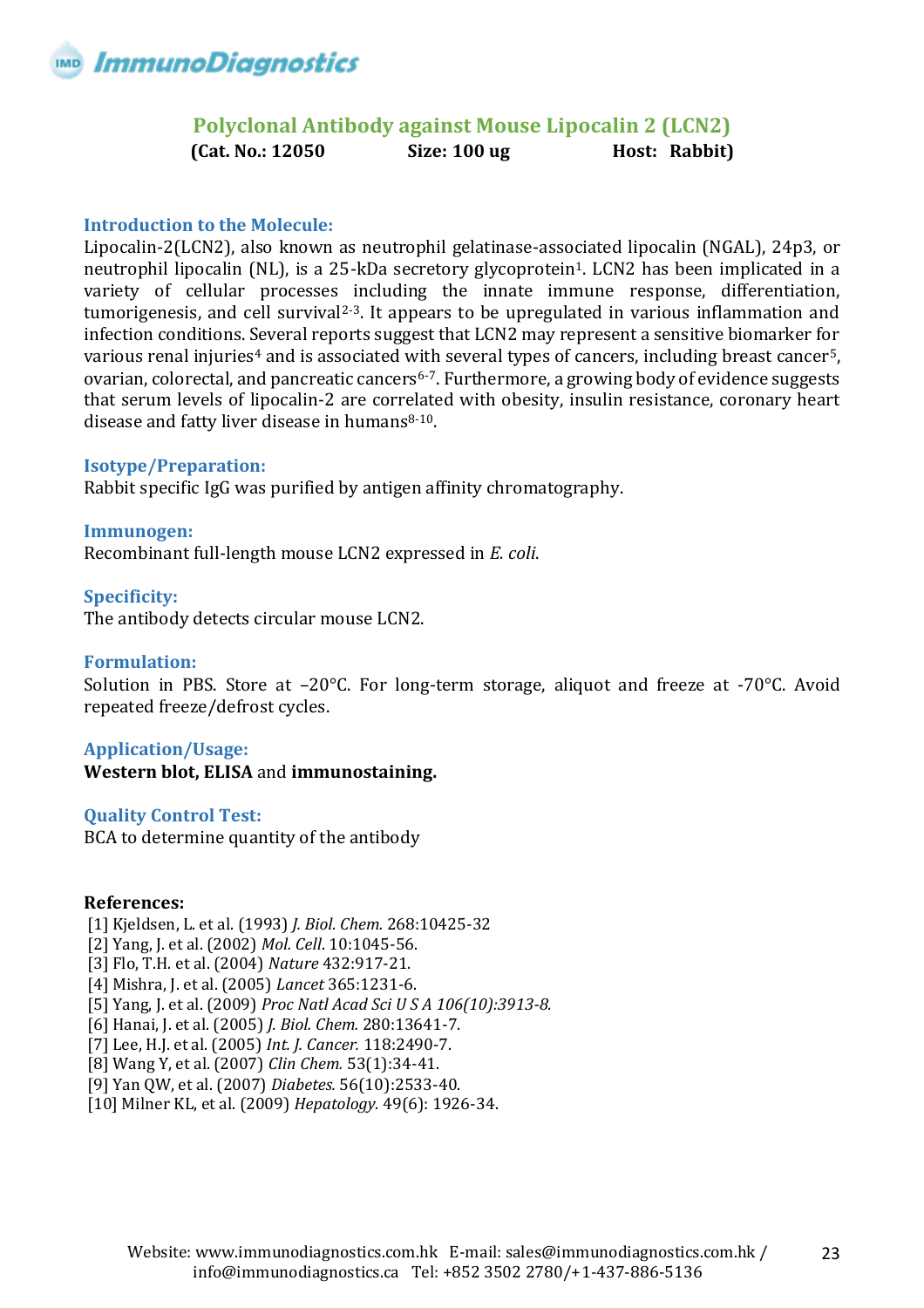# Polyclonal Antibody against Mouse Lipocalin 2 (LCN2)

**(Cat. No.: 12050 Size: 100 ug Host: Rabbit)**

## Introduction to the Molecule:

Lipocalin-2(LCN2), also known as neutrophil gelatinase-associated lipocalin (NGAL), 24p3, or neutrophil lipocalin (NL), is a 25-kDa secretory glycoprotein[1]. LCN2 has been implicated in a variety of cellular processes including the innate immune response, differentiation, tumorigenesis, and cell survival[2-3]. It appears to be upregulated in various inflammation and infection conditions. Several reports suggest that LCN2 may represent a sensitive biomarker for various renal injuries[4] and is associated with several types of cancers, including breast cancer[5], ovarian, colorectal, and pancreatic cancers[6-7]. Furthermore, a growing body of evidence suggests that serum levels of lipocalin-2 are correlated with obesity, insulin resistance, coronary heart disease and fatty liver disease in humans[8-10].

## Isotype/Preparation:

Rabbit specific IgG was purified by antigen affinity chromatography.

## Immunogen:

Recombinant full-length mouse LCN2 expressed in *E. coli*.

## Specificity:

The antibody detects circular mouse LCN2.

## Formulation:

Solution in PBS. Store at –20°C. For long-term storage, aliquot and freeze at -70°C. Avoid repeated freeze/defrost cycles.

## Application/Usage:

**Western blot, ELISA** and **immunostaining.**

## Quality Control Test:

BCA to determine quantity of the antibody

## References:

[1] Kjeldsen, L. et al. (1993) *J. Biol. Chem.* 268:10425-32
[2] Yang, J. et al. (2002) *Mol. Cell*. 10:1045-56.
[3] Flo, T.H. et al. (2004) *Nature* 432:917-21.
[4] Mishra, J. et al. (2005) *Lancet* 365:1231-6.
[5] Yang, J. et al. (2009) *Proc Natl Acad Sci U S A 106(10):3913-8.*
[6] Hanai, J. et al. (2005) *J. Biol. Chem.* 280:13641-7.
[7] Lee, H.J. et al. (2005) *Int. J. Cancer.* 118:2490-7.
[8] Wang Y, et al. (2007) *Clin Chem.* 53(1):34-41.
[9] Yan QW, et al. (2007) *Diabetes.* 56(10):2533-40.
[10] Milner KL, et al. (2009) *Hepatology.* 49(6): 1926-34.

Website: www.immunodiagnostics.com.hk E-mail: sales@immunodiagnostics.com.hk / info@immunodiagnostics.ca Tel: +852 3502 2780/+1-437-886-5136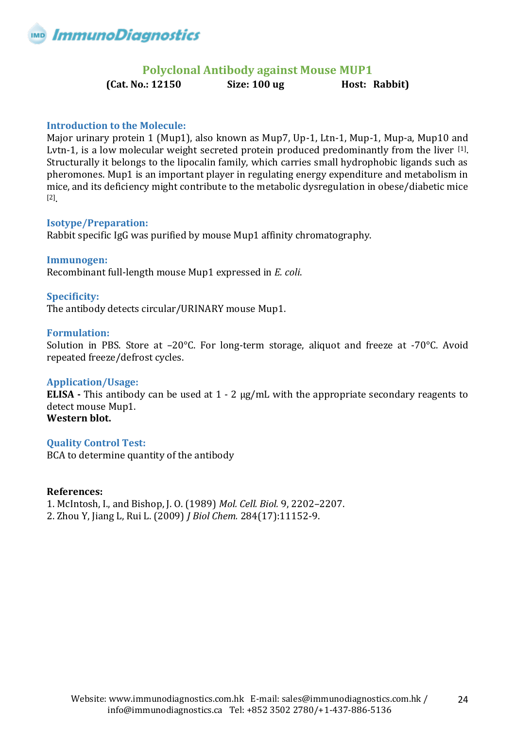# Polyclonal Antibody against Mouse MUP1

**(Cat. No.: 12150 Size: 100 ug Host: Rabbit)**

### Introduction to the Molecule:

Major urinary protein 1 (Mup1), also known as Mup7, Up-1, Ltn-1, Mup-1, Mup-a, Mup10 and Lvtn-1, is a low molecular weight secreted protein produced predominantly from the liver [1]. Structurally it belongs to the lipocalin family, which carries small hydrophobic ligands such as pheromones. Mup1 is an important player in regulating energy expenditure and metabolism in mice, and its deficiency might contribute to the metabolic dysregulation in obese/diabetic mice [2].

### Isotype/Preparation:

Rabbit specific IgG was purified by mouse Mup1 affinity chromatography.

### Immunogen:

Recombinant full-length mouse Mup1 expressed in *E. coli*.

### Specificity:

The antibody detects circular/URINARY mouse Mup1.

### Formulation:

Solution in PBS. Store at –20°C. For long-term storage, aliquot and freeze at -70°C. Avoid repeated freeze/defrost cycles.

### Application/Usage:

**ELISA -** This antibody can be used at 1 - 2 μg/mL with the appropriate secondary reagents to detect mouse Mup1.
**Western blot.**

### Quality Control Test:

BCA to determine quantity of the antibody

**References:**

1. McIntosh, I., and Bishop, J. O. (1989) *Mol. Cell. Biol.* 9, 2202–2207.
2. Zhou Y, Jiang L, Rui L. (2009) *J Biol Chem.* 284(17):11152-9.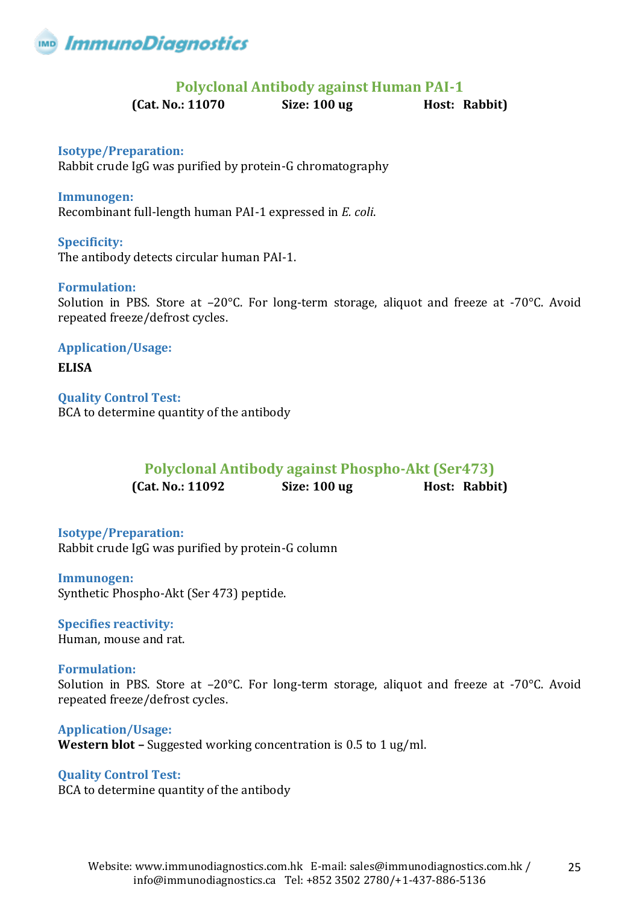## Polyclonal Antibody against Human PAI-1

**(Cat. No.: 11070 Size: 100 ug Host: Rabbit)**

**Isotype/Preparation:**
Rabbit crude IgG was purified by protein-G chromatography

**Immunogen:**
Recombinant full-length human PAI-1 expressed in *E. coli*.

**Specificity:**
The antibody detects circular human PAI-1.

**Formulation:**
Solution in PBS. Store at –20°C. For long-term storage, aliquot and freeze at -70°C. Avoid repeated freeze/defrost cycles.

**Application/Usage:**

**ELISA**

**Quality Control Test:**
BCA to determine quantity of the antibody

## Polyclonal Antibody against Phospho-Akt (Ser473)

**(Cat. No.: 11092 Size: 100 ug Host: Rabbit)**

**Isotype/Preparation:**
Rabbit crude IgG was purified by protein-G column

**Immunogen:**
Synthetic Phospho-Akt (Ser 473) peptide.

**Specifies reactivity:**
Human, mouse and rat.

**Formulation:**
Solution in PBS. Store at –20°C. For long-term storage, aliquot and freeze at -70°C. Avoid repeated freeze/defrost cycles.

**Application/Usage:**
**Western blot –** Suggested working concentration is 0.5 to 1 ug/ml.

**Quality Control Test:**
BCA to determine quantity of the antibody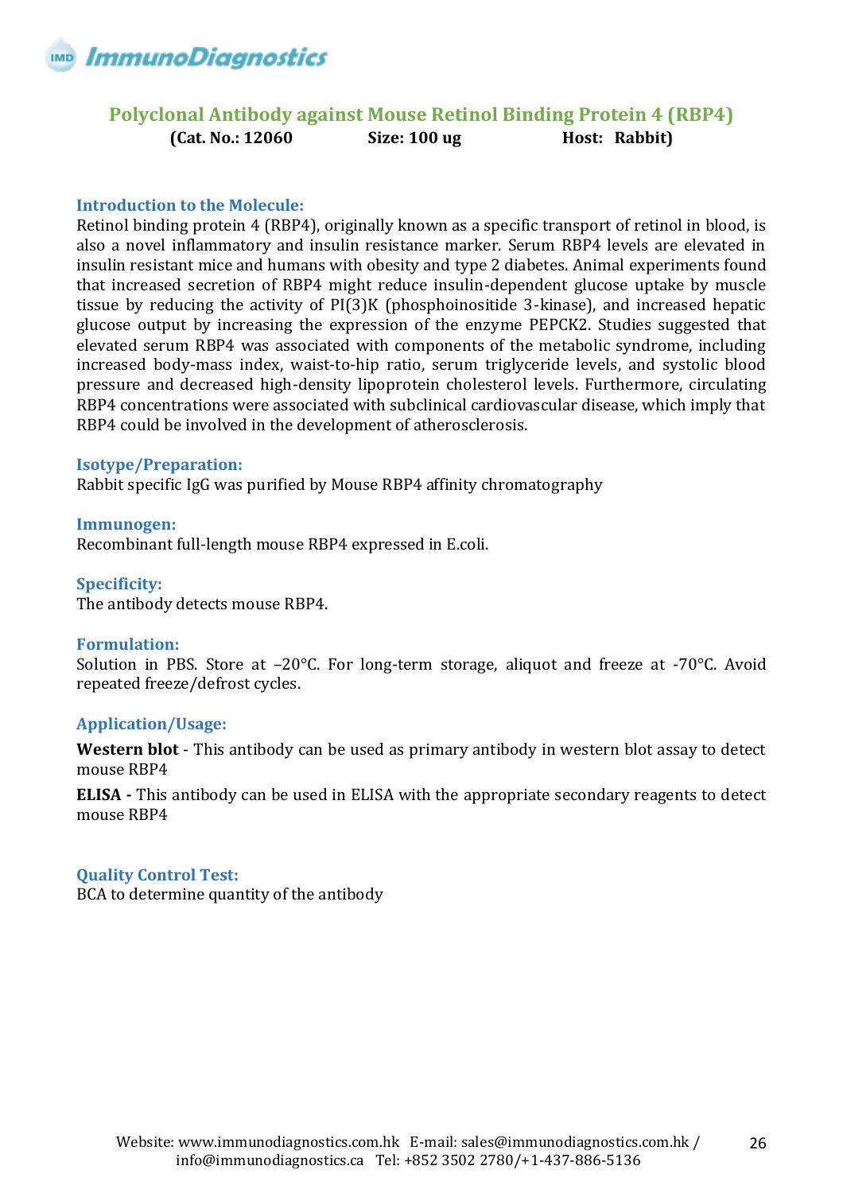## Polyclonal Antibody against Mouse Retinol Binding Protein 4 (RBP4)

**(Cat. No.: 12060 Size: 100 ug Host: Rabbit)**

### Introduction to the Molecule:

Retinol binding protein 4 (RBP4), originally known as a specific transport of retinol in blood, is also a novel inflammatory and insulin resistance marker. Serum RBP4 levels are elevated in insulin resistant mice and humans with obesity and type 2 diabetes. Animal experiments found that increased secretion of RBP4 might reduce insulin-dependent glucose uptake by muscle tissue by reducing the activity of PI(3)K (phosphoinositide 3-kinase), and increased hepatic glucose output by increasing the expression of the enzyme PEPCK2. Studies suggested that elevated serum RBP4 was associated with components of the metabolic syndrome, including increased body-mass index, waist-to-hip ratio, serum triglyceride levels, and systolic blood pressure and decreased high-density lipoprotein cholesterol levels. Furthermore, circulating RBP4 concentrations were associated with subclinical cardiovascular disease, which imply that RBP4 could be involved in the development of atherosclerosis.

### Isotype/Preparation:

Rabbit specific IgG was purified by Mouse RBP4 affinity chromatography

### Immunogen:

Recombinant full-length mouse RBP4 expressed in E.coli.

### Specificity:

The antibody detects mouse RBP4.

### Formulation:

Solution in PBS. Store at –20°C. For long-term storage, aliquot and freeze at -70°C. Avoid repeated freeze/defrost cycles.

### Application/Usage:

**Western blot** - This antibody can be used as primary antibody in western blot assay to detect mouse RBP4

**ELISA -** This antibody can be used in ELISA with the appropriate secondary reagents to detect mouse RBP4

### Quality Control Test:

BCA to determine quantity of the antibody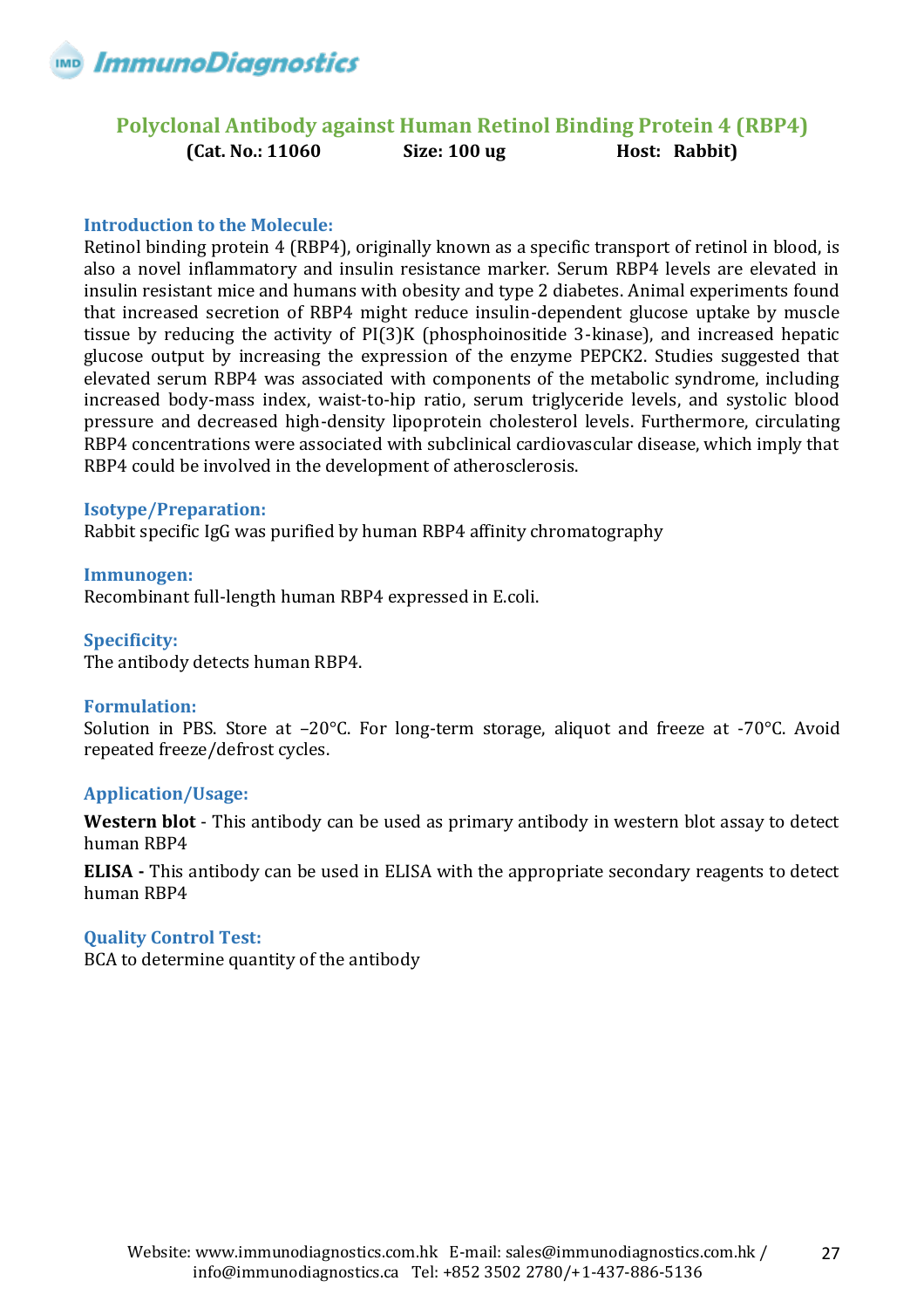# Polyclonal Antibody against Human Retinol Binding Protein 4 (RBP4)

**(Cat. No.: 11060 Size: 100 ug Host: Rabbit)**

### Introduction to the Molecule:

Retinol binding protein 4 (RBP4), originally known as a specific transport of retinol in blood, is also a novel inflammatory and insulin resistance marker. Serum RBP4 levels are elevated in insulin resistant mice and humans with obesity and type 2 diabetes. Animal experiments found that increased secretion of RBP4 might reduce insulin-dependent glucose uptake by muscle tissue by reducing the activity of PI(3)K (phosphoinositide 3-kinase), and increased hepatic glucose output by increasing the expression of the enzyme PEPCK2. Studies suggested that elevated serum RBP4 was associated with components of the metabolic syndrome, including increased body-mass index, waist-to-hip ratio, serum triglyceride levels, and systolic blood pressure and decreased high-density lipoprotein cholesterol levels. Furthermore, circulating RBP4 concentrations were associated with subclinical cardiovascular disease, which imply that RBP4 could be involved in the development of atherosclerosis.

### Isotype/Preparation:

Rabbit specific IgG was purified by human RBP4 affinity chromatography

### Immunogen:

Recombinant full-length human RBP4 expressed in E.coli.

### Specificity:

The antibody detects human RBP4.

### Formulation:

Solution in PBS. Store at –20°C. For long-term storage, aliquot and freeze at -70°C. Avoid repeated freeze/defrost cycles.

### Application/Usage:

**Western blot** - This antibody can be used as primary antibody in western blot assay to detect human RBP4

**ELISA -** This antibody can be used in ELISA with the appropriate secondary reagents to detect human RBP4

### Quality Control Test:

BCA to determine quantity of the antibody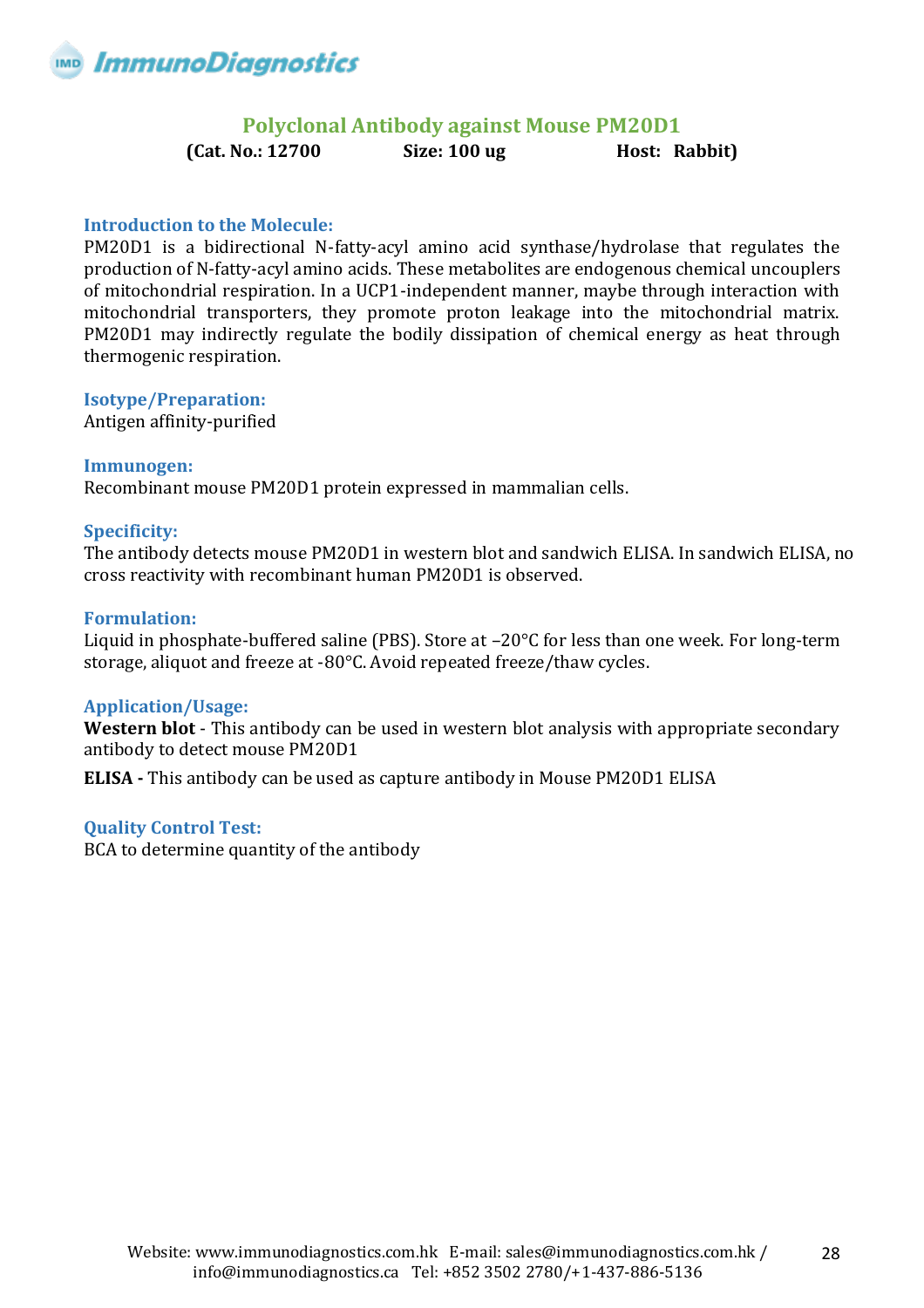# Polyclonal Antibody against Mouse PM20D1

**(Cat. No.: 12700 Size: 100 ug Host: Rabbit)**

## Introduction to the Molecule:

PM20D1 is a bidirectional N-fatty-acyl amino acid synthase/hydrolase that regulates the production of N-fatty-acyl amino acids. These metabolites are endogenous chemical uncouplers of mitochondrial respiration. In a UCP1-independent manner, maybe through interaction with mitochondrial transporters, they promote proton leakage into the mitochondrial matrix. PM20D1 may indirectly regulate the bodily dissipation of chemical energy as heat through thermogenic respiration.

## Isotype/Preparation:

Antigen affinity-purified

## Immunogen:

Recombinant mouse PM20D1 protein expressed in mammalian cells.

## Specificity:

The antibody detects mouse PM20D1 in western blot and sandwich ELISA. In sandwich ELISA, no cross reactivity with recombinant human PM20D1 is observed.

## Formulation:

Liquid in phosphate-buffered saline (PBS). Store at –20°C for less than one week. For long-term storage, aliquot and freeze at -80°C. Avoid repeated freeze/thaw cycles.

## Application/Usage:

**Western blot** - This antibody can be used in western blot analysis with appropriate secondary antibody to detect mouse PM20D1

**ELISA -** This antibody can be used as capture antibody in Mouse PM20D1 ELISA

## Quality Control Test:

BCA to determine quantity of the antibody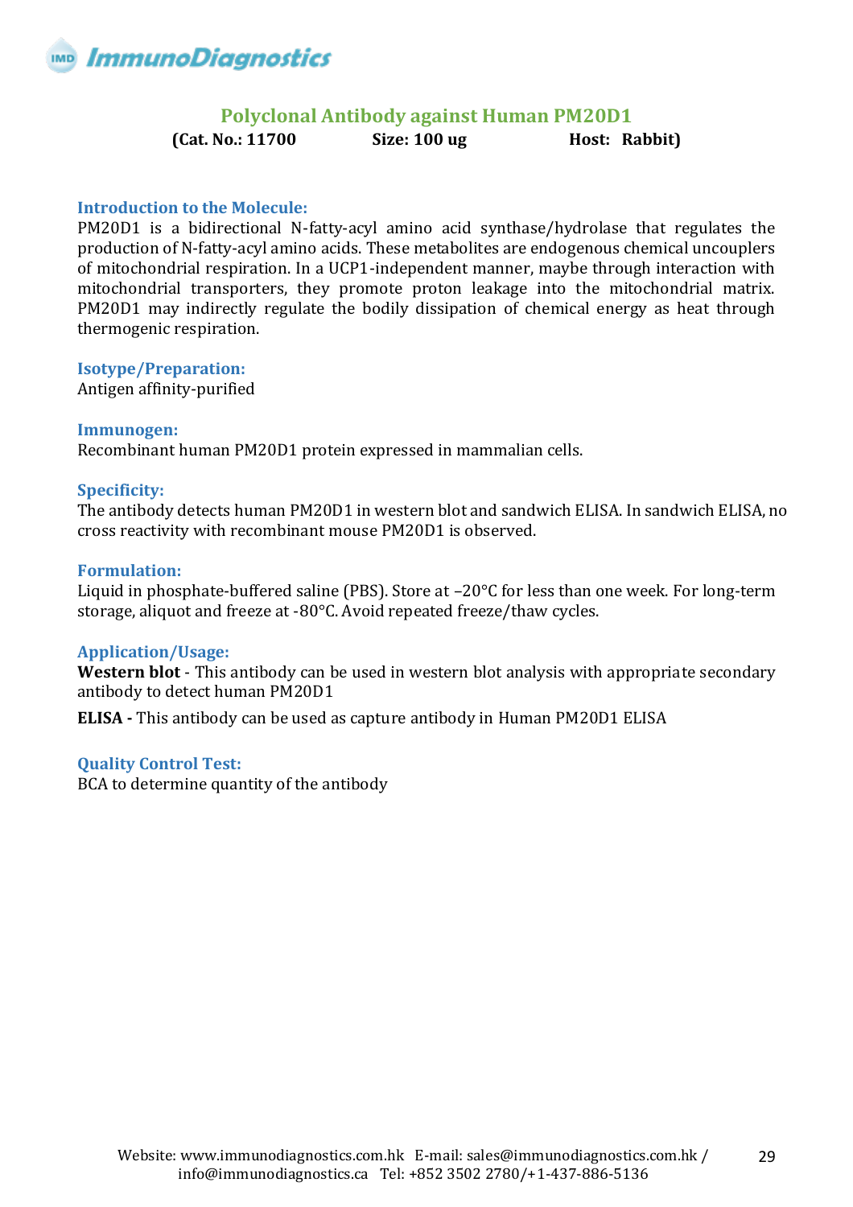# Polyclonal Antibody against Human PM20D1

**(Cat. No.: 11700 Size: 100 ug Host: Rabbit)**

### Introduction to the Molecule:

PM20D1 is a bidirectional N-fatty-acyl amino acid synthase/hydrolase that regulates the production of N-fatty-acyl amino acids. These metabolites are endogenous chemical uncouplers of mitochondrial respiration. In a UCP1-independent manner, maybe through interaction with mitochondrial transporters, they promote proton leakage into the mitochondrial matrix. PM20D1 may indirectly regulate the bodily dissipation of chemical energy as heat through thermogenic respiration.

### Isotype/Preparation:

Antigen affinity-purified

### Immunogen:

Recombinant human PM20D1 protein expressed in mammalian cells.

### Specificity:

The antibody detects human PM20D1 in western blot and sandwich ELISA. In sandwich ELISA, no cross reactivity with recombinant mouse PM20D1 is observed.

### Formulation:

Liquid in phosphate-buffered saline (PBS). Store at –20°C for less than one week. For long-term storage, aliquot and freeze at -80°C. Avoid repeated freeze/thaw cycles.

### Application/Usage:

**Western blot** - This antibody can be used in western blot analysis with appropriate secondary antibody to detect human PM20D1

**ELISA -** This antibody can be used as capture antibody in Human PM20D1 ELISA

### Quality Control Test:

BCA to determine quantity of the antibody

Website: www.immunodiagnostics.com.hk E-mail: sales@immunodiagnostics.com.hk / info@immunodiagnostics.ca Tel: +852 3502 2780/+1-437-886-5136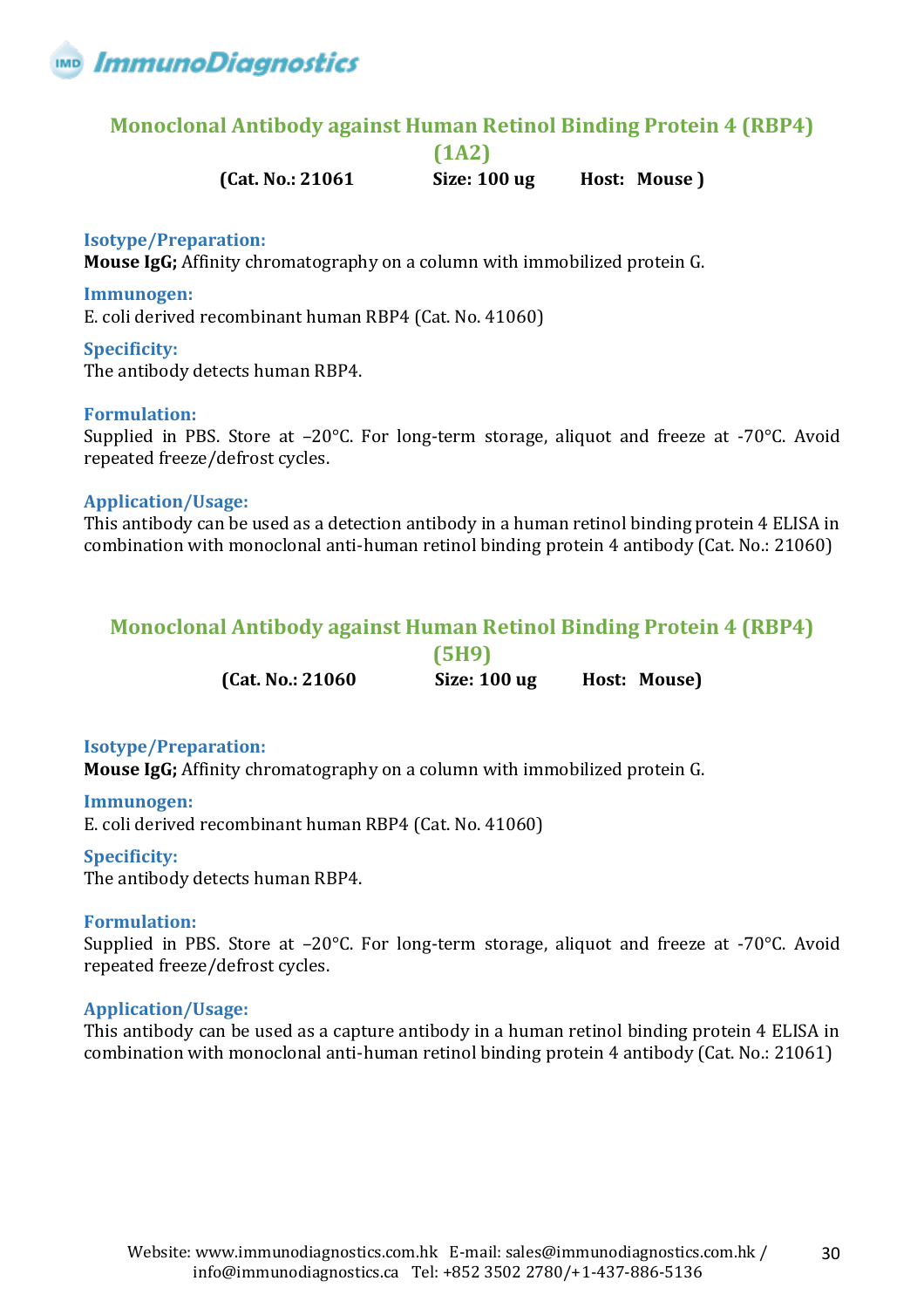## Monoclonal Antibody against Human Retinol Binding Protein 4 (RBP4) (1A2)

**(Cat. No.: 21061 Size: 100 ug Host: Mouse )**

### Isotype/Preparation:

**Mouse IgG;** Affinity chromatography on a column with immobilized protein G.

### Immunogen:

E. coli derived recombinant human RBP4 (Cat. No. 41060)

### Specificity:

The antibody detects human RBP4.

### Formulation:

Supplied in PBS. Store at –20°C. For long-term storage, aliquot and freeze at -70°C. Avoid repeated freeze/defrost cycles.

### Application/Usage:

This antibody can be used as a detection antibody in a human retinol binding protein 4 ELISA in combination with monoclonal anti-human retinol binding protein 4 antibody (Cat. No.: 21060)

## Monoclonal Antibody against Human Retinol Binding Protein 4 (RBP4) (5H9)

**(Cat. No.: 21060 Size: 100 ug Host: Mouse)**

### Isotype/Preparation:

**Mouse IgG;** Affinity chromatography on a column with immobilized protein G.

### Immunogen:

E. coli derived recombinant human RBP4 (Cat. No. 41060)

### Specificity:

The antibody detects human RBP4.

### Formulation:

Supplied in PBS. Store at –20°C. For long-term storage, aliquot and freeze at -70°C. Avoid repeated freeze/defrost cycles.

### Application/Usage:

This antibody can be used as a capture antibody in a human retinol binding protein 4 ELISA in combination with monoclonal anti-human retinol binding protein 4 antibody (Cat. No.: 21061)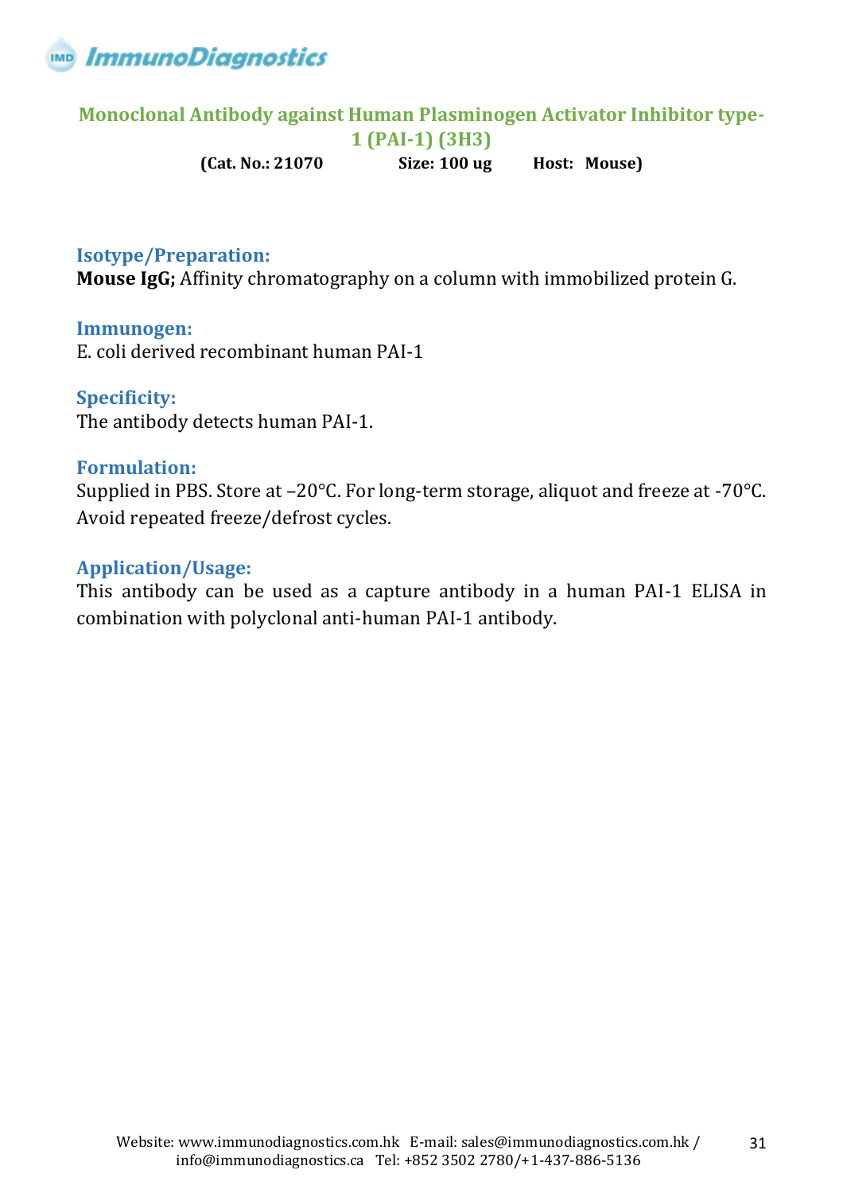## Monoclonal Antibody against Human Plasminogen Activator Inhibitor type-1 (PAI-1) (3H3)

**(Cat. No.: 21070 Size: 100 ug Host: Mouse)**

### Isotype/Preparation:

**Mouse IgG;** Affinity chromatography on a column with immobilized protein G.

### Immunogen:

E. coli derived recombinant human PAI-1

### Specificity:

The antibody detects human PAI-1.

### Formulation:

Supplied in PBS. Store at –20°C. For long-term storage, aliquot and freeze at -70°C. Avoid repeated freeze/defrost cycles.

### Application/Usage:

This antibody can be used as a capture antibody in a human PAI-1 ELISA in combination with polyclonal anti-human PAI-1 antibody.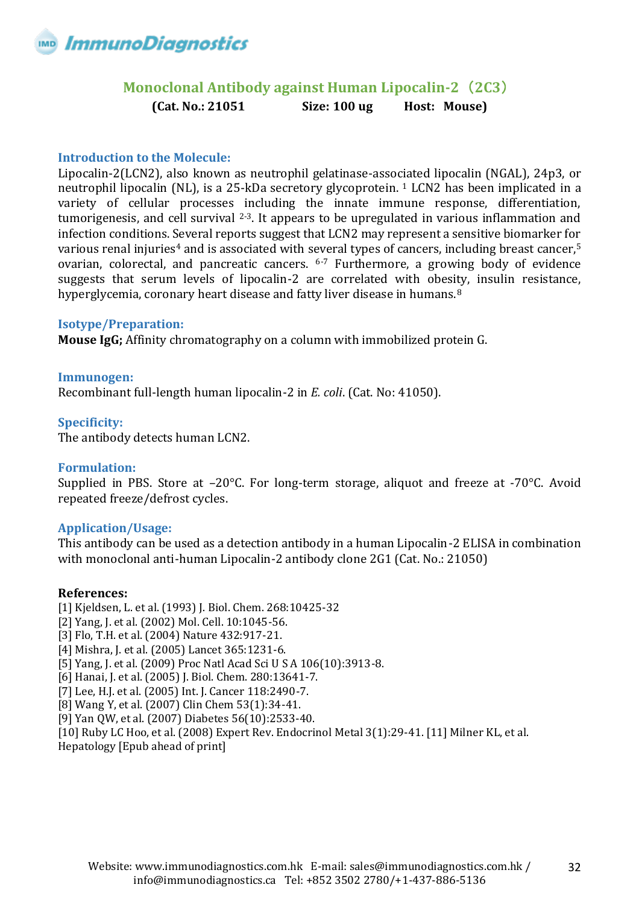# Monoclonal Antibody against Human Lipocalin-2（2C3）

**(Cat. No.: 21051 Size: 100 ug Host: Mouse)**

## Introduction to the Molecule:

Lipocalin-2(LCN2), also known as neutrophil gelatinase-associated lipocalin (NGAL), 24p3, or neutrophil lipocalin (NL), is a 25-kDa secretory glycoprotein. [1] LCN2 has been implicated in a variety of cellular processes including the innate immune response, differentiation, tumorigenesis, and cell survival [2-3]. It appears to be upregulated in various inflammation and infection conditions. Several reports suggest that LCN2 may represent a sensitive biomarker for various renal injuries[4] and is associated with several types of cancers, including breast cancer,[5] ovarian, colorectal, and pancreatic cancers. [6-7] Furthermore, a growing body of evidence suggests that serum levels of lipocalin-2 are correlated with obesity, insulin resistance, hyperglycemia, coronary heart disease and fatty liver disease in humans.[8]

## Isotype/Preparation:

**Mouse IgG;** Affinity chromatography on a column with immobilized protein G.

## Immunogen:

Recombinant full-length human lipocalin-2 in *E. coli*. (Cat. No: 41050).

## Specificity:

The antibody detects human LCN2.

## Formulation:

Supplied in PBS. Store at –20°C. For long-term storage, aliquot and freeze at -70°C. Avoid repeated freeze/defrost cycles.

## Application/Usage:

This antibody can be used as a detection antibody in a human Lipocalin-2 ELISA in combination with monoclonal anti-human Lipocalin-2 antibody clone 2G1 (Cat. No.: 21050)

**References:**

[1] Kjeldsen, L. et al. (1993) J. Biol. Chem. 268:10425-32
[2] Yang, J. et al. (2002) Mol. Cell. 10:1045-56.
[3] Flo, T.H. et al. (2004) Nature 432:917-21.
[4] Mishra, J. et al. (2005) Lancet 365:1231-6.
[5] Yang, J. et al. (2009) Proc Natl Acad Sci U S A 106(10):3913-8.
[6] Hanai, J. et al. (2005) J. Biol. Chem. 280:13641-7.
[7] Lee, H.J. et al. (2005) Int. J. Cancer 118:2490-7.
[8] Wang Y, et al. (2007) Clin Chem 53(1):34-41.
[9] Yan QW, et al. (2007) Diabetes 56(10):2533-40.
[10] Ruby LC Hoo, et al. (2008) Expert Rev. Endocrinol Metal 3(1):29-41. [11] Milner KL, et al. Hepatology [Epub ahead of print]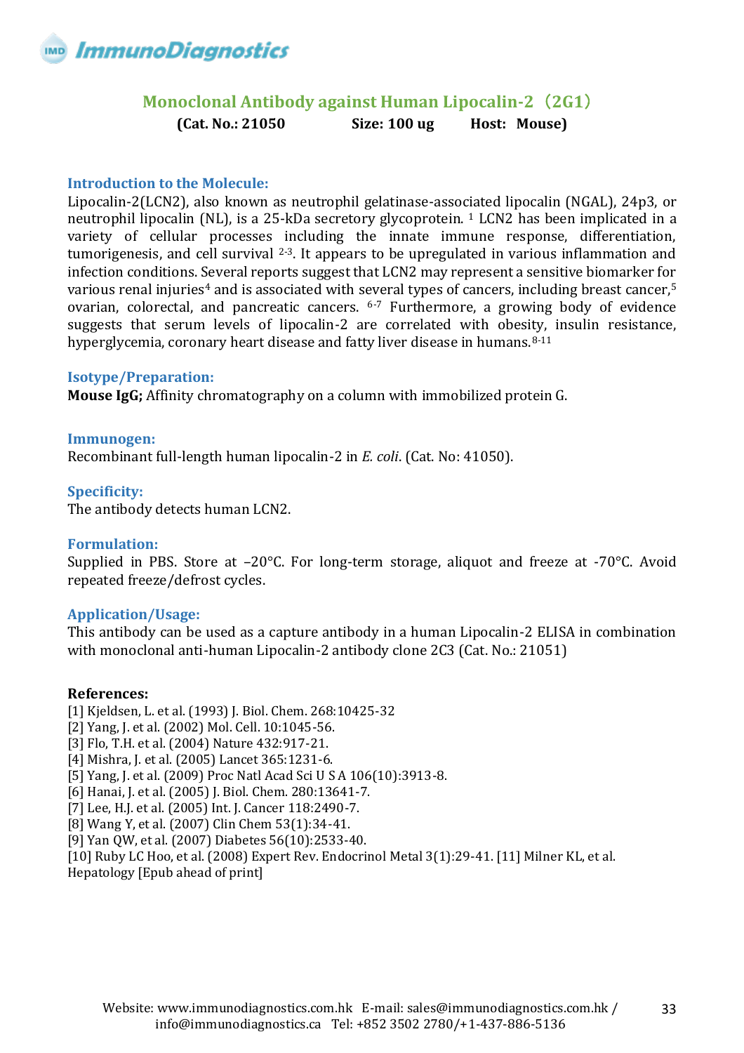# Monoclonal Antibody against Human Lipocalin-2（2G1）

**(Cat. No.: 21050 Size: 100 ug Host: Mouse)**

### Introduction to the Molecule:

Lipocalin-2(LCN2), also known as neutrophil gelatinase-associated lipocalin (NGAL), 24p3, or neutrophil lipocalin (NL), is a 25-kDa secretory glycoprotein. [1] LCN2 has been implicated in a variety of cellular processes including the innate immune response, differentiation, tumorigenesis, and cell survival [2-3]. It appears to be upregulated in various inflammation and infection conditions. Several reports suggest that LCN2 may represent a sensitive biomarker for various renal injuries[4] and is associated with several types of cancers, including breast cancer,[5] ovarian, colorectal, and pancreatic cancers. [6-7] Furthermore, a growing body of evidence suggests that serum levels of lipocalin-2 are correlated with obesity, insulin resistance, hyperglycemia, coronary heart disease and fatty liver disease in humans.[8-11]

### Isotype/Preparation:

**Mouse IgG;** Affinity chromatography on a column with immobilized protein G.

### Immunogen:

Recombinant full-length human lipocalin-2 in *E. coli*. (Cat. No: 41050).

### Specificity:

The antibody detects human LCN2.

### Formulation:

Supplied in PBS. Store at –20°C. For long-term storage, aliquot and freeze at -70°C. Avoid repeated freeze/defrost cycles.

### Application/Usage:

This antibody can be used as a capture antibody in a human Lipocalin-2 ELISA in combination with monoclonal anti-human Lipocalin-2 antibody clone 2C3 (Cat. No.: 21051)

**References:**

[1] Kjeldsen, L. et al. (1993) J. Biol. Chem. 268:10425-32
[2] Yang, J. et al. (2002) Mol. Cell. 10:1045-56.
[3] Flo, T.H. et al. (2004) Nature 432:917-21.
[4] Mishra, J. et al. (2005) Lancet 365:1231-6.
[5] Yang, J. et al. (2009) Proc Natl Acad Sci U S A 106(10):3913-8.
[6] Hanai, J. et al. (2005) J. Biol. Chem. 280:13641-7.
[7] Lee, H.J. et al. (2005) Int. J. Cancer 118:2490-7.
[8] Wang Y, et al. (2007) Clin Chem 53(1):34-41.
[9] Yan QW, et al. (2007) Diabetes 56(10):2533-40.
[10] Ruby LC Hoo, et al. (2008) Expert Rev. Endocrinol Metal 3(1):29-41. [11] Milner KL, et al. Hepatology [Epub ahead of print]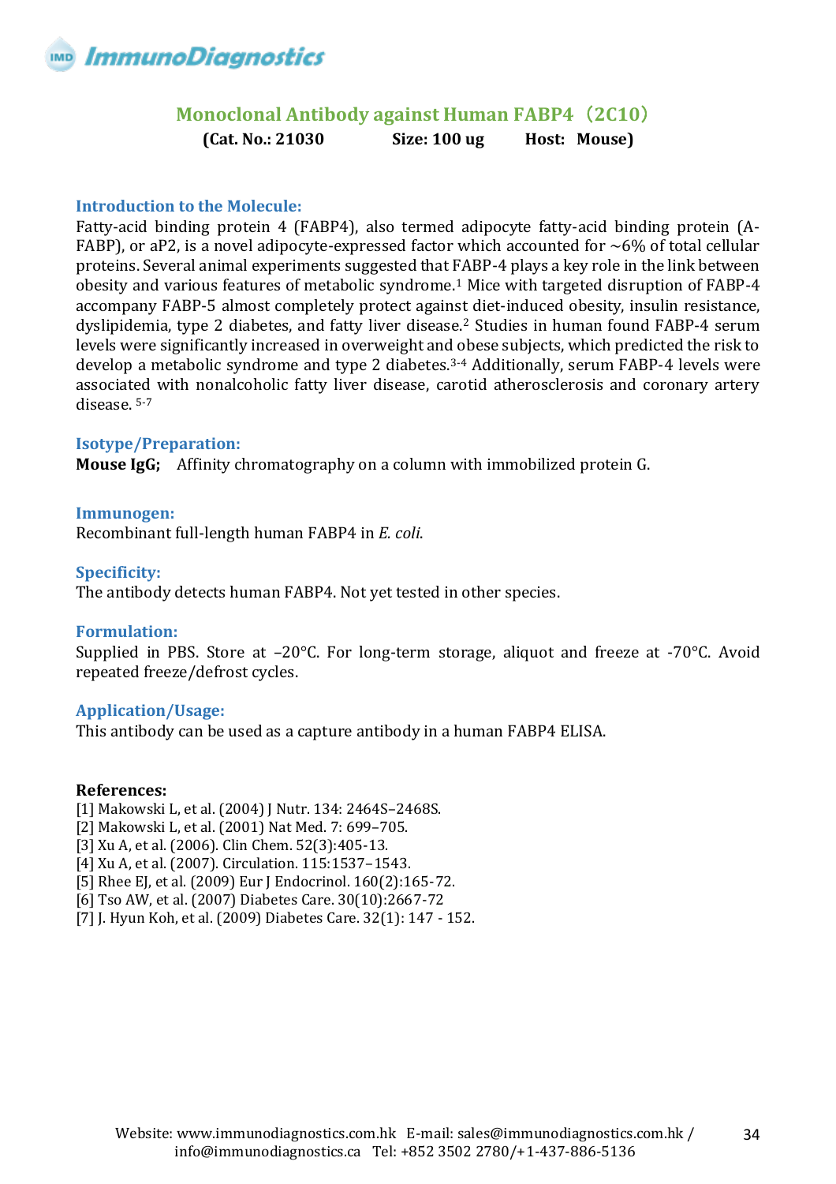# Monoclonal Antibody against Human FABP4（2C10）

**(Cat. No.: 21030 Size: 100 ug Host: Mouse)**

### Introduction to the Molecule:

Fatty-acid binding protein 4 (FABP4), also termed adipocyte fatty-acid binding protein (A-FABP), or aP2, is a novel adipocyte-expressed factor which accounted for ~6% of total cellular proteins. Several animal experiments suggested that FABP-4 plays a key role in the link between obesity and various features of metabolic syndrome.[1] Mice with targeted disruption of FABP-4 accompany FABP-5 almost completely protect against diet-induced obesity, insulin resistance, dyslipidemia, type 2 diabetes, and fatty liver disease.[2] Studies in human found FABP-4 serum levels were significantly increased in overweight and obese subjects, which predicted the risk to develop a metabolic syndrome and type 2 diabetes.[3-4] Additionally, serum FABP-4 levels were associated with nonalcoholic fatty liver disease, carotid atherosclerosis and coronary artery disease. [5-7]

### Isotype/Preparation:

**Mouse IgG;** Affinity chromatography on a column with immobilized protein G.

### Immunogen:

Recombinant full-length human FABP4 in *E. coli*.

### Specificity:

The antibody detects human FABP4. Not yet tested in other species.

### Formulation:

Supplied in PBS. Store at –20°C. For long-term storage, aliquot and freeze at -70°C. Avoid repeated freeze/defrost cycles.

### Application/Usage:

This antibody can be used as a capture antibody in a human FABP4 ELISA.

**References:**

[1] Makowski L, et al. (2004) J Nutr. 134: 2464S–2468S.
[2] Makowski L, et al. (2001) Nat Med. 7: 699–705.
[3] Xu A, et al. (2006). Clin Chem. 52(3):405-13.
[4] Xu A, et al. (2007). Circulation. 115:1537–1543.
[5] Rhee EJ, et al. (2009) Eur J Endocrinol. 160(2):165-72.
[6] Tso AW, et al. (2007) Diabetes Care. 30(10):2667-72
[7] J. Hyun Koh, et al. (2009) Diabetes Care. 32(1): 147 - 152.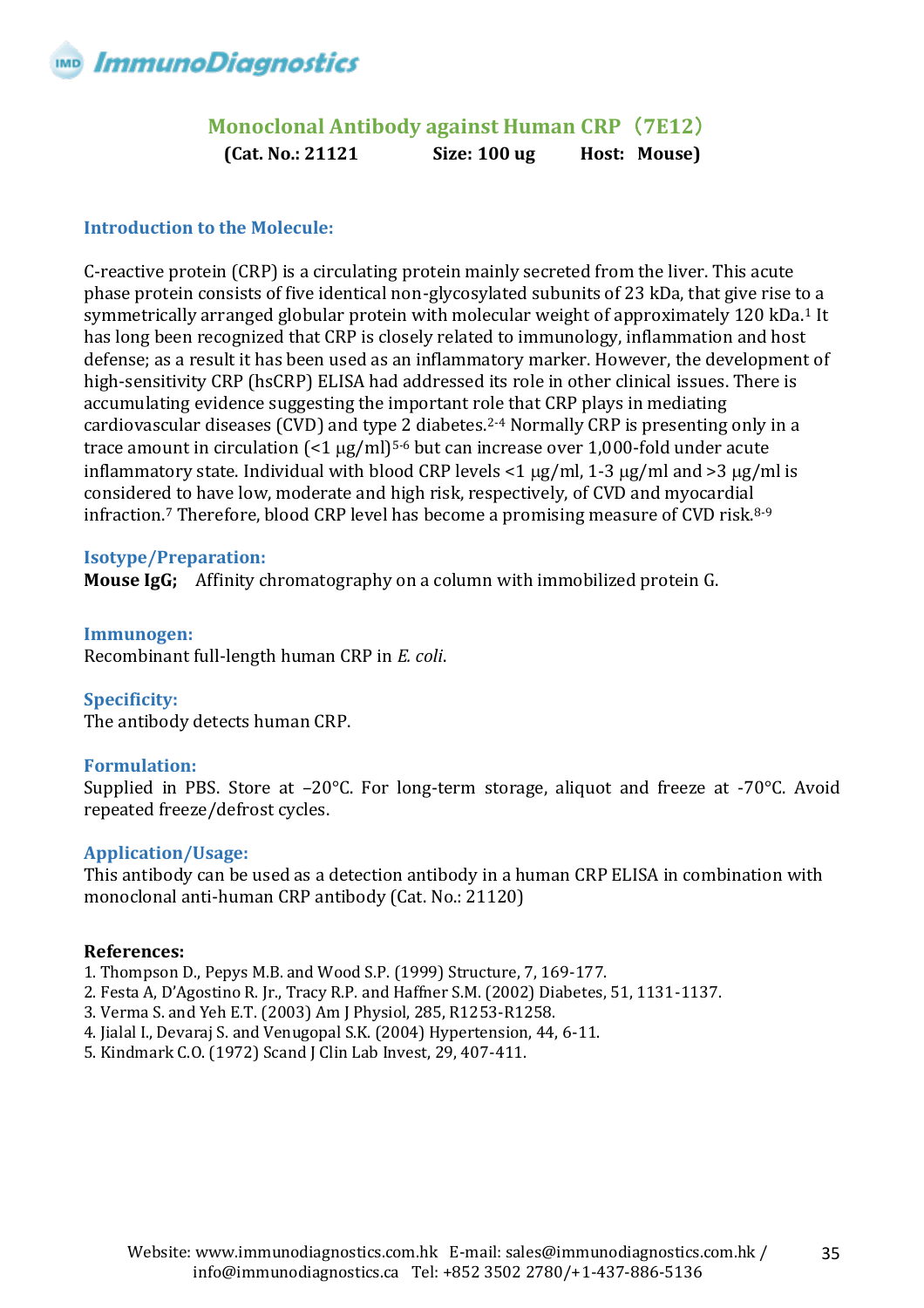# Monoclonal Antibody against Human CRP（7E12）

**(Cat. No.: 21121 Size: 100 ug Host: Mouse)**

## Introduction to the Molecule:

C-reactive protein (CRP) is a circulating protein mainly secreted from the liver. This acute phase protein consists of five identical non-glycosylated subunits of 23 kDa, that give rise to a symmetrically arranged globular protein with molecular weight of approximately 120 kDa.[1] It has long been recognized that CRP is closely related to immunology, inflammation and host defense; as a result it has been used as an inflammatory marker. However, the development of high-sensitivity CRP (hsCRP) ELISA had addressed its role in other clinical issues. There is accumulating evidence suggesting the important role that CRP plays in mediating cardiovascular diseases (CVD) and type 2 diabetes.[2-4] Normally CRP is presenting only in a trace amount in circulation (<1 μg/ml)[5-6] but can increase over 1,000-fold under acute inflammatory state. Individual with blood CRP levels <1 μg/ml, 1-3 μg/ml and >3 μg/ml is considered to have low, moderate and high risk, respectively, of CVD and myocardial infraction.[7] Therefore, blood CRP level has become a promising measure of CVD risk.[8-9]

## Isotype/Preparation:

**Mouse IgG;** Affinity chromatography on a column with immobilized protein G.

## Immunogen:

Recombinant full-length human CRP in *E. coli*.

## Specificity:

The antibody detects human CRP.

## Formulation:

Supplied in PBS. Store at –20°C. For long-term storage, aliquot and freeze at -70°C. Avoid repeated freeze/defrost cycles.

## Application/Usage:

This antibody can be used as a detection antibody in a human CRP ELISA in combination with monoclonal anti-human CRP antibody (Cat. No.: 21120)

## References:

1. Thompson D., Pepys M.B. and Wood S.P. (1999) Structure, 7, 169-177.
2. Festa A, D'Agostino R. Jr., Tracy R.P. and Haffner S.M. (2002) Diabetes, 51, 1131-1137.
3. Verma S. and Yeh E.T. (2003) Am J Physiol, 285, R1253-R1258.
4. Jialal I., Devaraj S. and Venugopal S.K. (2004) Hypertension, 44, 6-11.
5. Kindmark C.O. (1972) Scand J Clin Lab Invest, 29, 407-411.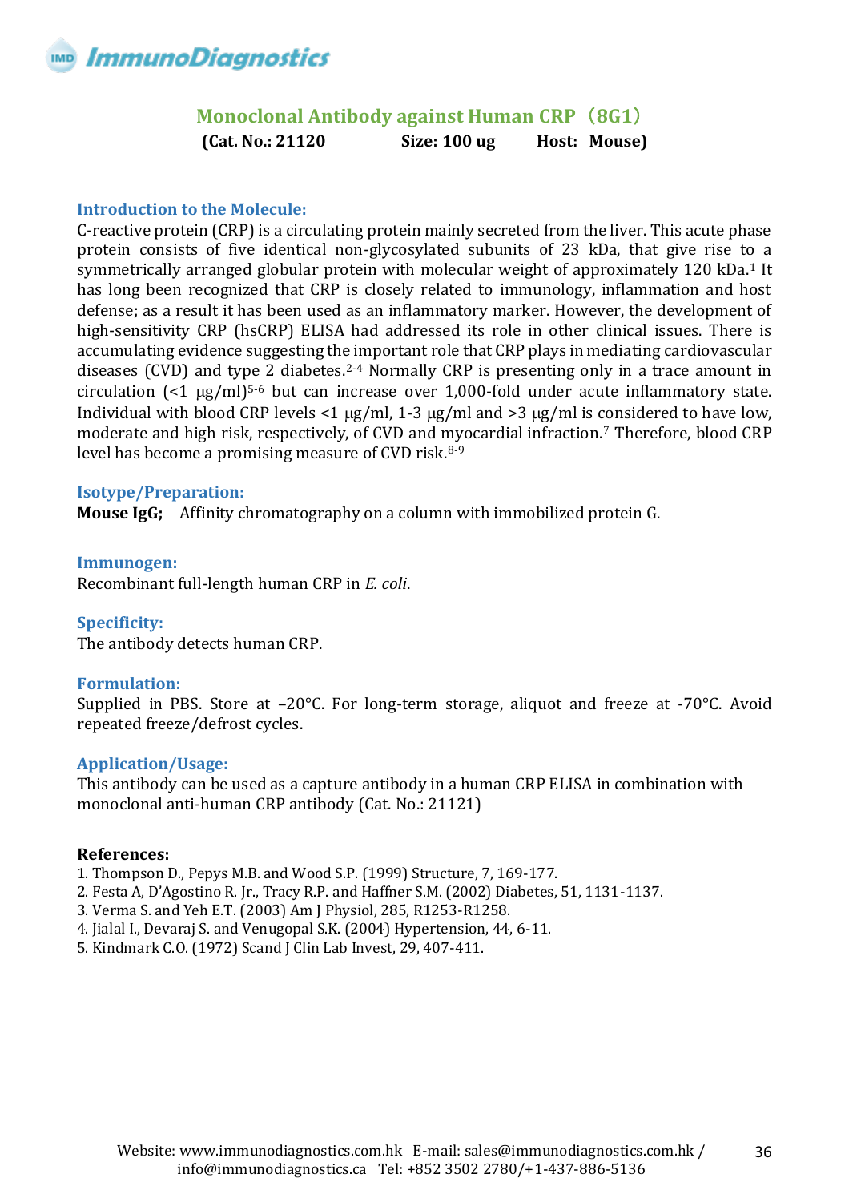# Monoclonal Antibody against Human CRP（8G1）

**(Cat. No.: 21120 Size: 100 ug Host: Mouse)**

## Introduction to the Molecule:

C-reactive protein (CRP) is a circulating protein mainly secreted from the liver. This acute phase protein consists of five identical non-glycosylated subunits of 23 kDa, that give rise to a symmetrically arranged globular protein with molecular weight of approximately 120 kDa.[1] It has long been recognized that CRP is closely related to immunology, inflammation and host defense; as a result it has been used as an inflammatory marker. However, the development of high-sensitivity CRP (hsCRP) ELISA had addressed its role in other clinical issues. There is accumulating evidence suggesting the important role that CRP plays in mediating cardiovascular diseases (CVD) and type 2 diabetes.[2-4] Normally CRP is presenting only in a trace amount in circulation (<1 μg/ml)[5-6] but can increase over 1,000-fold under acute inflammatory state. Individual with blood CRP levels <1 μg/ml, 1-3 μg/ml and >3 μg/ml is considered to have low, moderate and high risk, respectively, of CVD and myocardial infraction.[7] Therefore, blood CRP level has become a promising measure of CVD risk.[8-9]

## Isotype/Preparation:

**Mouse IgG;** Affinity chromatography on a column with immobilized protein G.

## Immunogen:

Recombinant full-length human CRP in *E. coli*.

## Specificity:

The antibody detects human CRP.

## Formulation:

Supplied in PBS. Store at –20°C. For long-term storage, aliquot and freeze at -70°C. Avoid repeated freeze/defrost cycles.

## Application/Usage:

This antibody can be used as a capture antibody in a human CRP ELISA in combination with monoclonal anti-human CRP antibody (Cat. No.: 21121)

**References:**

1. Thompson D., Pepys M.B. and Wood S.P. (1999) Structure, 7, 169-177.
2. Festa A, D'Agostino R. Jr., Tracy R.P. and Haffner S.M. (2002) Diabetes, 51, 1131-1137.
3. Verma S. and Yeh E.T. (2003) Am J Physiol, 285, R1253-R1258.
4. Jialal I., Devaraj S. and Venugopal S.K. (2004) Hypertension, 44, 6-11.
5. Kindmark C.O. (1972) Scand J Clin Lab Invest, 29, 407-411.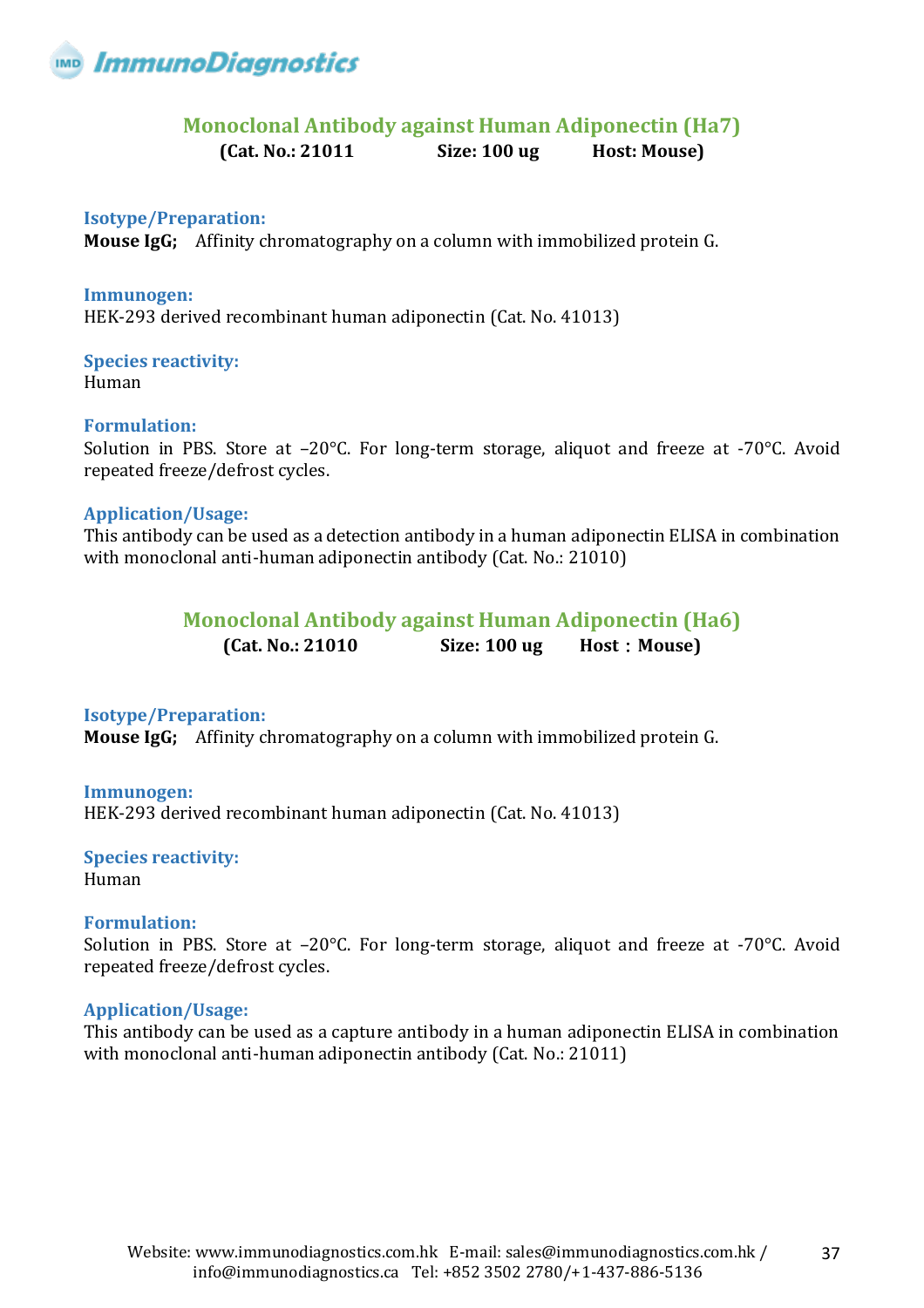## Monoclonal Antibody against Human Adiponectin (Ha7)

**(Cat. No.: 21011 Size: 100 ug Host: Mouse)**

### Isotype/Preparation:

**Mouse IgG;** Affinity chromatography on a column with immobilized protein G.

### Immunogen:

HEK-293 derived recombinant human adiponectin (Cat. No. 41013)

### Species reactivity:

Human

### Formulation:

Solution in PBS. Store at –20°C. For long-term storage, aliquot and freeze at -70°C. Avoid repeated freeze/defrost cycles.

### Application/Usage:

This antibody can be used as a detection antibody in a human adiponectin ELISA in combination with monoclonal anti-human adiponectin antibody (Cat. No.: 21010)

## Monoclonal Antibody against Human Adiponectin (Ha6)

**(Cat. No.: 21010 Size: 100 ug Host：Mouse)**

### Isotype/Preparation:

**Mouse IgG;** Affinity chromatography on a column with immobilized protein G.

### Immunogen:

HEK-293 derived recombinant human adiponectin (Cat. No. 41013)

### Species reactivity:

Human

### Formulation:

Solution in PBS. Store at –20°C. For long-term storage, aliquot and freeze at -70°C. Avoid repeated freeze/defrost cycles.

### Application/Usage:

This antibody can be used as a capture antibody in a human adiponectin ELISA in combination with monoclonal anti-human adiponectin antibody (Cat. No.: 21011)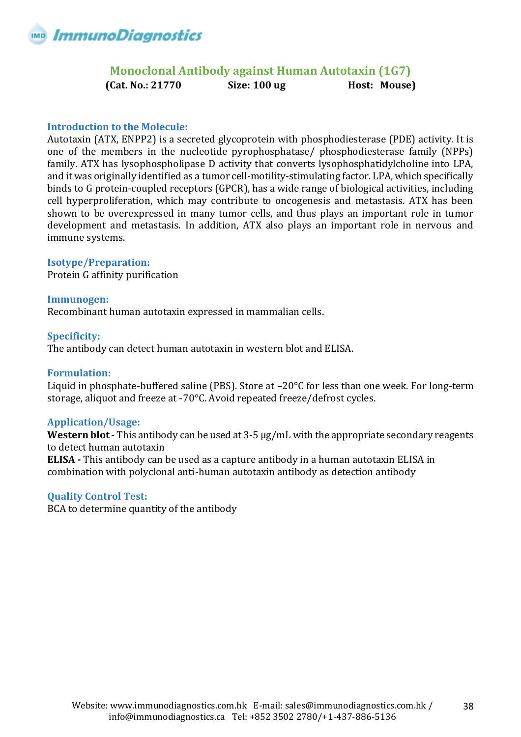# Monoclonal Antibody against Human Autotaxin (1G7)

**(Cat. No.: 21770 Size: 100 ug Host: Mouse)**

## Introduction to the Molecule:

Autotaxin (ATX, ENPP2) is a secreted glycoprotein with phosphodiesterase (PDE) activity. It is one of the members in the nucleotide pyrophosphatase/ phosphodiesterase family (NPPs) family. ATX has lysophospholipase D activity that converts lysophosphatidylcholine into LPA, and it was originally identified as a tumor cell-motility-stimulating factor. LPA, which specifically binds to G protein-coupled receptors (GPCR), has a wide range of biological activities, including cell hyperproliferation, which may contribute to oncogenesis and metastasis. ATX has been shown to be overexpressed in many tumor cells, and thus plays an important role in tumor development and metastasis. In addition, ATX also plays an important role in nervous and immune systems.

## Isotype/Preparation:

Protein G affinity purification

## Immunogen:

Recombinant human autotaxin expressed in mammalian cells.

## Specificity:

The antibody can detect human autotaxin in western blot and ELISA.

## Formulation:

Liquid in phosphate-buffered saline (PBS). Store at –20°C for less than one week. For long-term storage, aliquot and freeze at -70°C. Avoid repeated freeze/defrost cycles.

## Application/Usage:

**Western blot** - This antibody can be used at 3-5 µg/mL with the appropriate secondary reagents to detect human autotaxin

**ELISA -** This antibody can be used as a capture antibody in a human autotaxin ELISA in combination with polyclonal anti-human autotaxin antibody as detection antibody

## Quality Control Test:

BCA to determine quantity of the antibody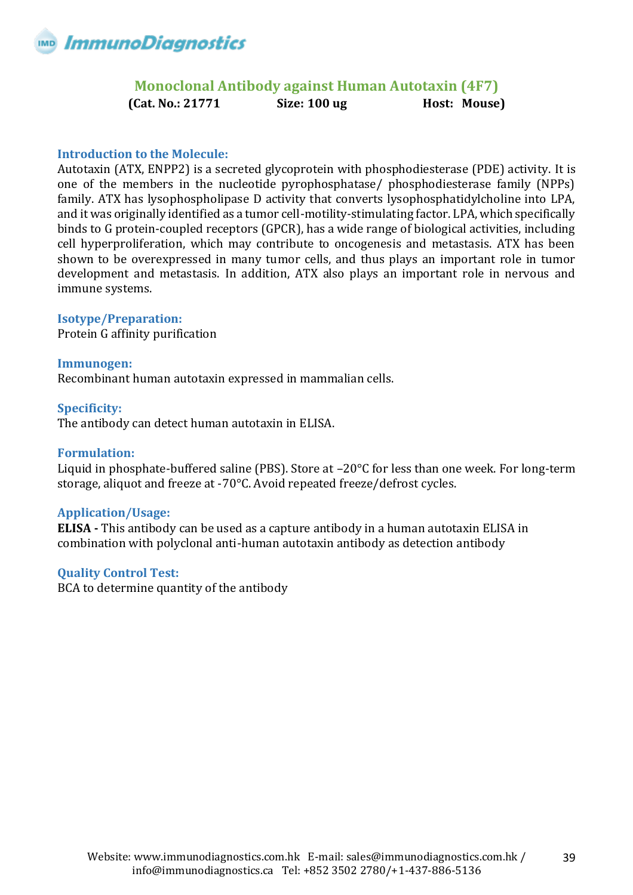ImmunoDiagnostics

## Monoclonal Antibody against Human Autotaxin (4F7)

**(Cat. No.: 21771 Size: 100 ug Host: Mouse)**

### Introduction to the Molecule:

Autotaxin (ATX, ENPP2) is a secreted glycoprotein with phosphodiesterase (PDE) activity. It is one of the members in the nucleotide pyrophosphatase/ phosphodiesterase family (NPPs) family. ATX has lysophospholipase D activity that converts lysophosphatidylcholine into LPA, and it was originally identified as a tumor cell-motility-stimulating factor. LPA, which specifically binds to G protein-coupled receptors (GPCR), has a wide range of biological activities, including cell hyperproliferation, which may contribute to oncogenesis and metastasis. ATX has been shown to be overexpressed in many tumor cells, and thus plays an important role in tumor development and metastasis. In addition, ATX also plays an important role in nervous and immune systems.

### Isotype/Preparation:

Protein G affinity purification

### Immunogen:

Recombinant human autotaxin expressed in mammalian cells.

### Specificity:

The antibody can detect human autotaxin in ELISA.

### Formulation:

Liquid in phosphate-buffered saline (PBS). Store at –20°C for less than one week. For long-term storage, aliquot and freeze at -70°C. Avoid repeated freeze/defrost cycles.

### Application/Usage:

**ELISA -** This antibody can be used as a capture antibody in a human autotaxin ELISA in combination with polyclonal anti-human autotaxin antibody as detection antibody

### Quality Control Test:

BCA to determine quantity of the antibody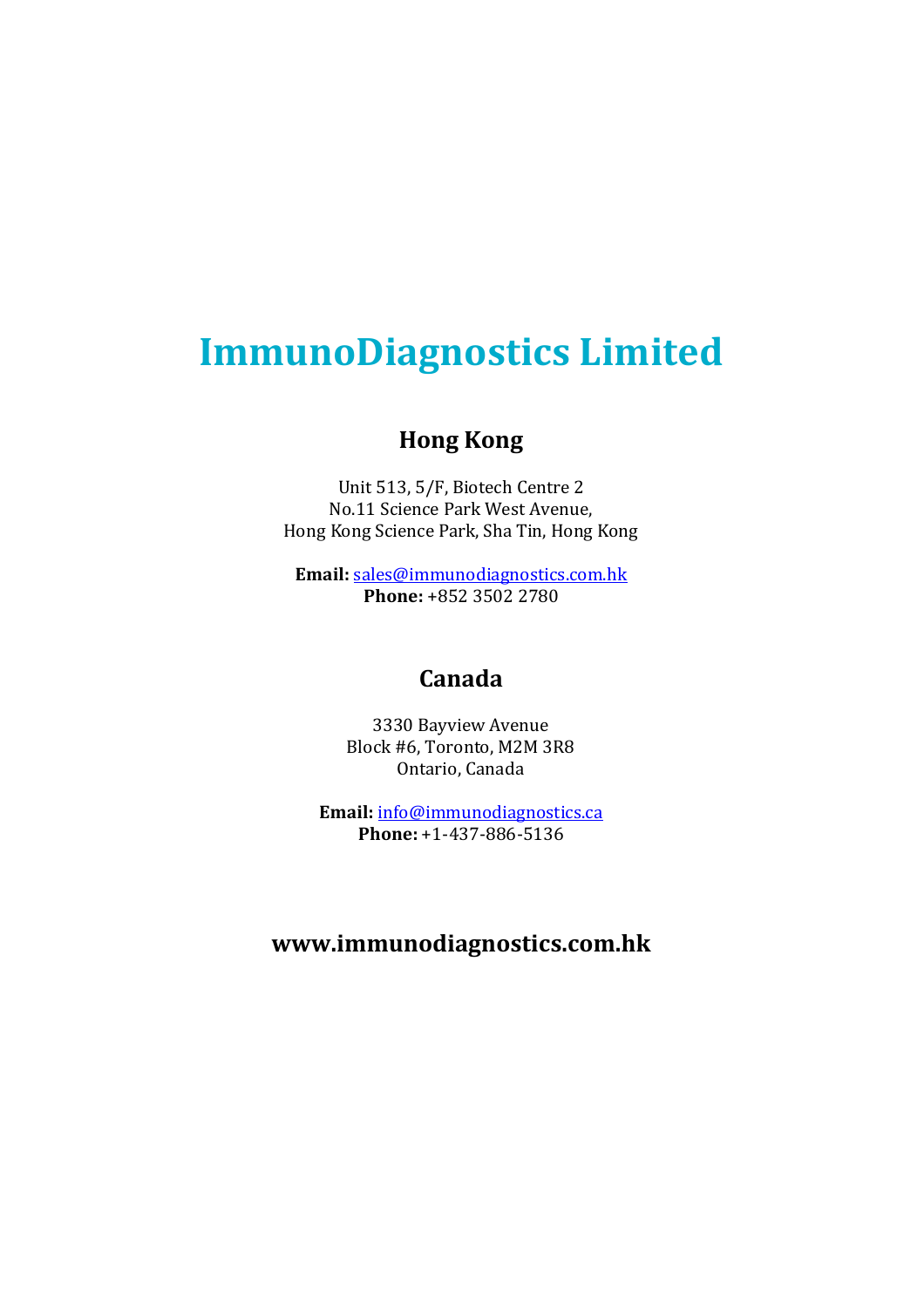# ImmunoDiagnostics Limited

## Hong Kong

Unit 513, 5/F, Biotech Centre 2
No.11 Science Park West Avenue,
Hong Kong Science Park, Sha Tin, Hong Kong

**Email:** sales@immunodiagnostics.com.hk
**Phone:** +852 3502 2780

## Canada

3330 Bayview Avenue
Block #6, Toronto, M2M 3R8
Ontario, Canada

**Email:** info@immunodiagnostics.ca
**Phone:** +1-437-886-5136

**www.immunodiagnostics.com.hk**